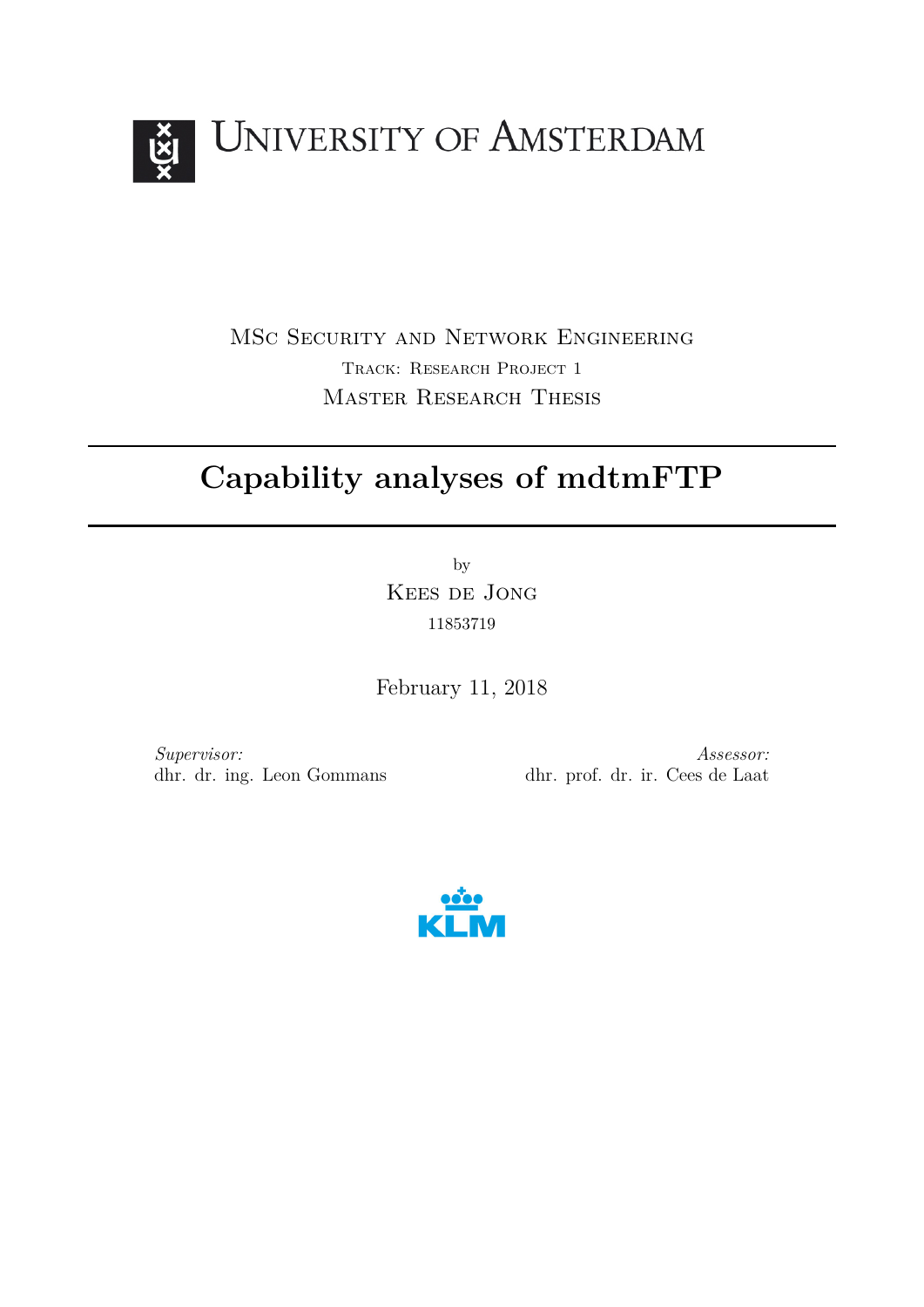UNIVERSITY OF AMSTERDAM

MSc Security and Network Engineering

Track: Research Project 1

Master Research Thesis

# Capability analyses of mdtmFTP

by

Kees de Jong

11853719

February 11, 2018

*Supervisor:*
dhr. dr. ing. Leon Gommans

*Assessor:*
dhr. prof. dr. ir. Cees de Laat

KLM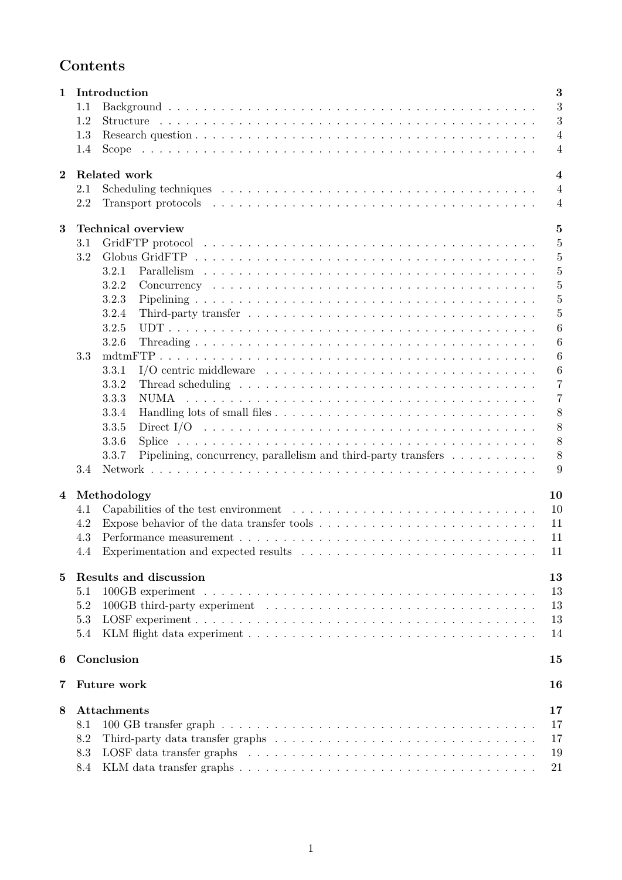# Contents

**1 Introduction** — 3
- 1.1 Background — 3
- 1.2 Structure — 3
- 1.3 Research question — 4
- 1.4 Scope — 4

**2 Related work** — 4
- 2.1 Scheduling techniques — 4
- 2.2 Transport protocols — 4

**3 Technical overview** — 5
- 3.1 GridFTP protocol — 5
- 3.2 Globus GridFTP — 5
  - 3.2.1 Parallelism — 5
  - 3.2.2 Concurrency — 5
  - 3.2.3 Pipelining — 5
  - 3.2.4 Third-party transfer — 5
  - 3.2.5 UDT — 6
  - 3.2.6 Threading — 6
- 3.3 mdtmFTP — 6
  - 3.3.1 I/O centric middleware — 6
  - 3.3.2 Thread scheduling — 7
  - 3.3.3 NUMA — 7
  - 3.3.4 Handling lots of small files — 8
  - 3.3.5 Direct I/O — 8
  - 3.3.6 Splice — 8
  - 3.3.7 Pipelining, concurrency, parallelism and third-party transfers — 8
- 3.4 Network — 9

**4 Methodology** — 10
- 4.1 Capabilities of the test environment — 10
- 4.2 Expose behavior of the data transfer tools — 11
- 4.3 Performance measurement — 11
- 4.4 Experimentation and expected results — 11

**5 Results and discussion** — 13
- 5.1 100GB experiment — 13
- 5.2 100GB third-party experiment — 13
- 5.3 LOSF experiment — 13
- 5.4 KLM flight data experiment — 14

**6 Conclusion** — 15

**7 Future work** — 16

**8 Attachments** — 17
- 8.1 100 GB transfer graph — 17
- 8.2 Third-party data transfer graphs — 17
- 8.3 LOSF data transfer graphs — 19
- 8.4 KLM data transfer graphs — 21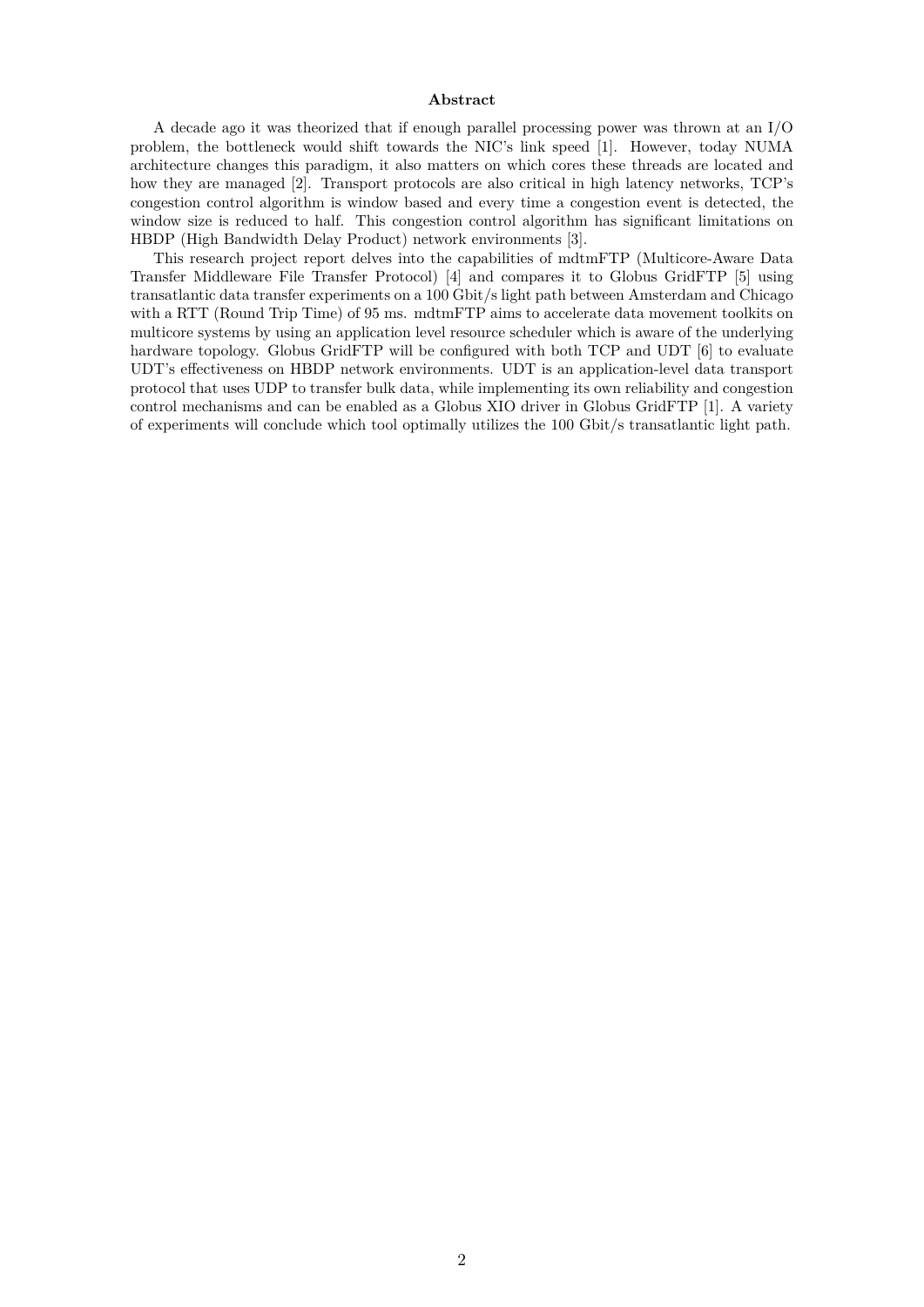## Abstract

A decade ago it was theorized that if enough parallel processing power was thrown at an I/O problem, the bottleneck would shift towards the NIC's link speed [1]. However, today NUMA architecture changes this paradigm, it also matters on which cores these threads are located and how they are managed [2]. Transport protocols are also critical in high latency networks, TCP's congestion control algorithm is window based and every time a congestion event is detected, the window size is reduced to half. This congestion control algorithm has significant limitations on HBDP (High Bandwidth Delay Product) network environments [3].

This research project report delves into the capabilities of mdtmFTP (Multicore-Aware Data Transfer Middleware File Transfer Protocol) [4] and compares it to Globus GridFTP [5] using transatlantic data transfer experiments on a 100 Gbit/s light path between Amsterdam and Chicago with a RTT (Round Trip Time) of 95 ms. mdtmFTP aims to accelerate data movement toolkits on multicore systems by using an application level resource scheduler which is aware of the underlying hardware topology. Globus GridFTP will be configured with both TCP and UDT [6] to evaluate UDT's effectiveness on HBDP network environments. UDT is an application-level data transport protocol that uses UDP to transfer bulk data, while implementing its own reliability and congestion control mechanisms and can be enabled as a Globus XIO driver in Globus GridFTP [1]. A variety of experiments will conclude which tool optimally utilizes the 100 Gbit/s transatlantic light path.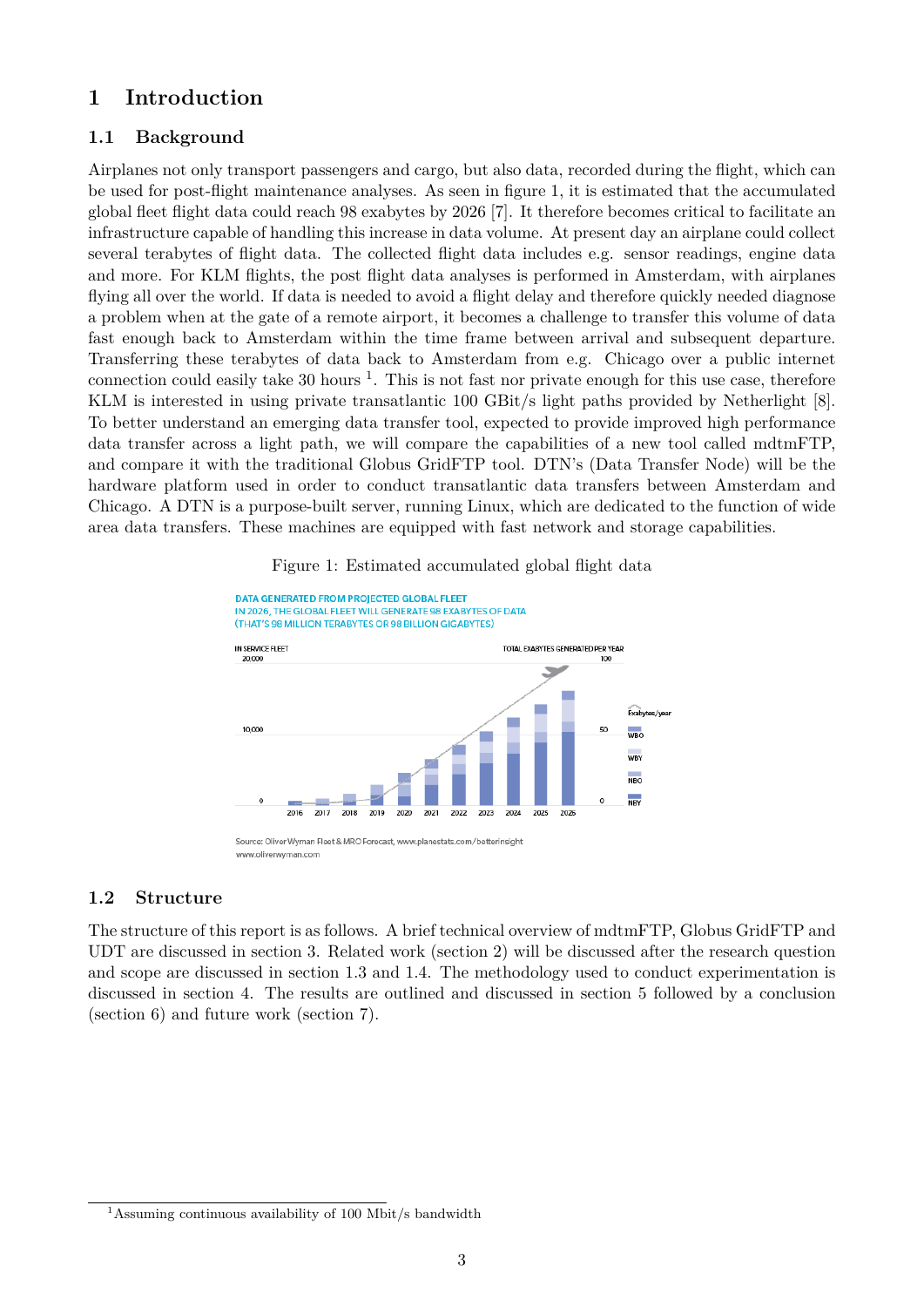# 1 Introduction

## 1.1 Background

Airplanes not only transport passengers and cargo, but also data, recorded during the flight, which can be used for post-flight maintenance analyses. As seen in figure 1, it is estimated that the accumulated global fleet flight data could reach 98 exabytes by 2026 [7]. It therefore becomes critical to facilitate an infrastructure capable of handling this increase in data volume. At present day an airplane could collect several terabytes of flight data. The collected flight data includes e.g. sensor readings, engine data and more. For KLM flights, the post flight data analyses is performed in Amsterdam, with airplanes flying all over the world. If data is needed to avoid a flight delay and therefore quickly needed diagnose a problem when at the gate of a remote airport, it becomes a challenge to transfer this volume of data fast enough back to Amsterdam within the time frame between arrival and subsequent departure. Transferring these terabytes of data back to Amsterdam from e.g. Chicago over a public internet connection could easily take 30 hours [1]. This is not fast nor private enough for this use case, therefore KLM is interested in using private transatlantic 100 GBit/s light paths provided by Netherlight [8]. To better understand an emerging data transfer tool, expected to provide improved high performance data transfer across a light path, we will compare the capabilities of a new tool called mdtmFTP, and compare it with the traditional Globus GridFTP tool. DTN's (Data Transfer Node) will be the hardware platform used in order to conduct transatlantic data transfers between Amsterdam and Chicago. A DTN is a purpose-built server, running Linux, which are dedicated to the function of wide area data transfers. These machines are equipped with fast network and storage capabilities.

Figure 1: Estimated accumulated global flight data

DATA GENERATED FROM PROJECTED GLOBAL FLEET
IN 2026, THE GLOBAL FLEET WILL GENERATE 98 EXABYTES OF DATA
(THAT'S 98 MILLION TERABYTES OR 98 BILLION GIGABYTES)

Source: Oliver Wyman Fleet & MRO Forecast, www.planestats.com/betterinsight
www.oliverwyman.com

## 1.2 Structure

The structure of this report is as follows. A brief technical overview of mdtmFTP, Globus GridFTP and UDT are discussed in section 3. Related work (section 2) will be discussed after the research question and scope are discussed in section 1.3 and 1.4. The methodology used to conduct experimentation is discussed in section 4. The results are outlined and discussed in section 5 followed by a conclusion (section 6) and future work (section 7).

[1] Assuming continuous availability of 100 Mbit/s bandwidth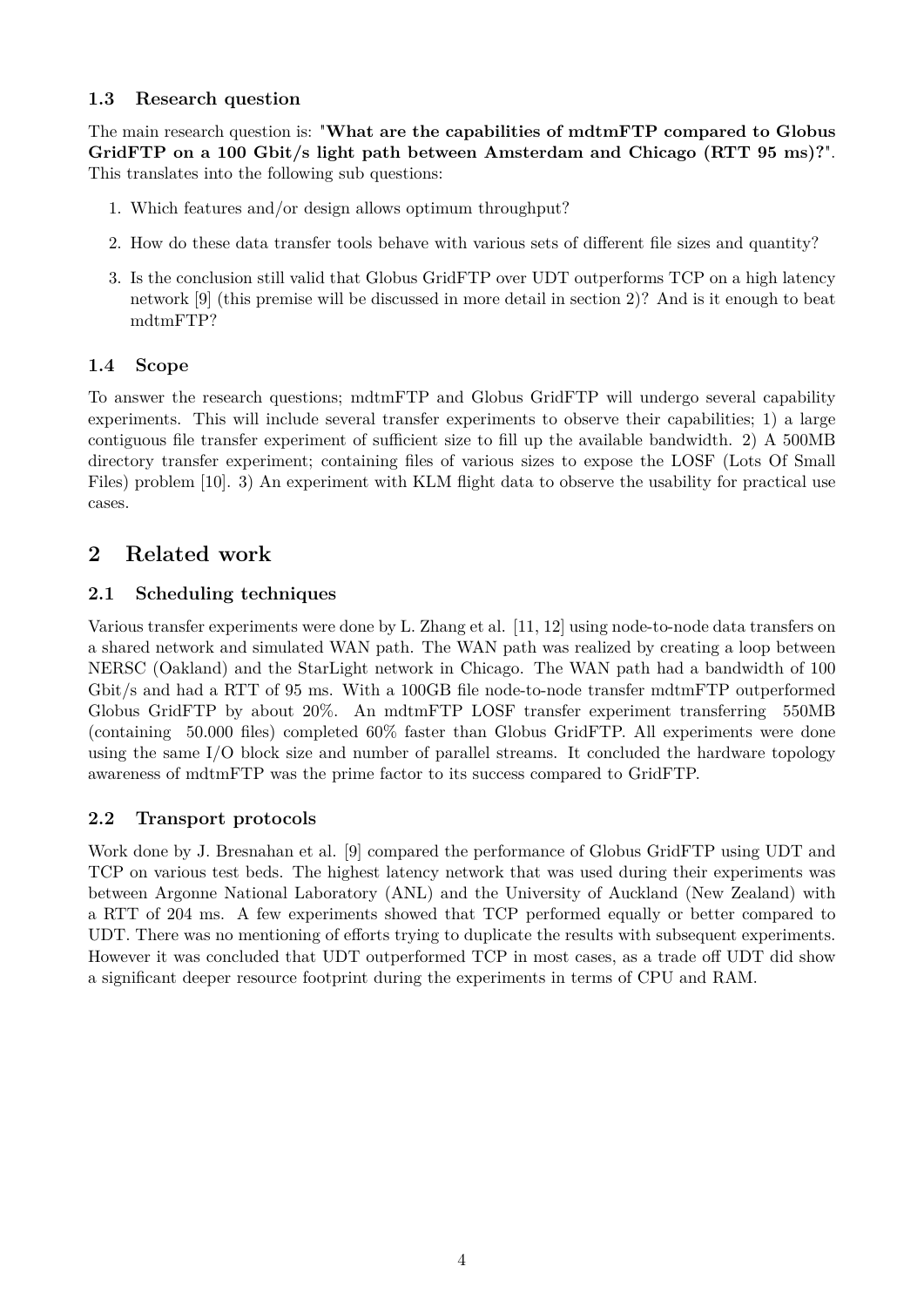### 1.3 Research question

The main research question is: "**What are the capabilities of mdtmFTP compared to Globus GridFTP on a 100 Gbit/s light path between Amsterdam and Chicago (RTT 95 ms)?**". This translates into the following sub questions:

1. Which features and/or design allows optimum throughput?
2. How do these data transfer tools behave with various sets of different file sizes and quantity?
3. Is the conclusion still valid that Globus GridFTP over UDT outperforms TCP on a high latency network [9] (this premise will be discussed in more detail in section 2)? And is it enough to beat mdtmFTP?

### 1.4 Scope

To answer the research questions; mdtmFTP and Globus GridFTP will undergo several capability experiments. This will include several transfer experiments to observe their capabilities; 1) a large contiguous file transfer experiment of sufficient size to fill up the available bandwidth. 2) A 500MB directory transfer experiment; containing files of various sizes to expose the LOSF (Lots Of Small Files) problem [10]. 3) An experiment with KLM flight data to observe the usability for practical use cases.

## 2 Related work

### 2.1 Scheduling techniques

Various transfer experiments were done by L. Zhang et al. [11, 12] using node-to-node data transfers on a shared network and simulated WAN path. The WAN path was realized by creating a loop between NERSC (Oakland) and the StarLight network in Chicago. The WAN path had a bandwidth of 100 Gbit/s and had a RTT of 95 ms. With a 100GB file node-to-node transfer mdtmFTP outperformed Globus GridFTP by about 20%. An mdtmFTP LOSF transfer experiment transferring 550MB (containing 50.000 files) completed 60% faster than Globus GridFTP. All experiments were done using the same I/O block size and number of parallel streams. It concluded the hardware topology awareness of mdtmFTP was the prime factor to its success compared to GridFTP.

### 2.2 Transport protocols

Work done by J. Bresnahan et al. [9] compared the performance of Globus GridFTP using UDT and TCP on various test beds. The highest latency network that was used during their experiments was between Argonne National Laboratory (ANL) and the University of Auckland (New Zealand) with a RTT of 204 ms. A few experiments showed that TCP performed equally or better compared to UDT. There was no mentioning of efforts trying to duplicate the results with subsequent experiments. However it was concluded that UDT outperformed TCP in most cases, as a trade off UDT did show a significant deeper resource footprint during the experiments in terms of CPU and RAM.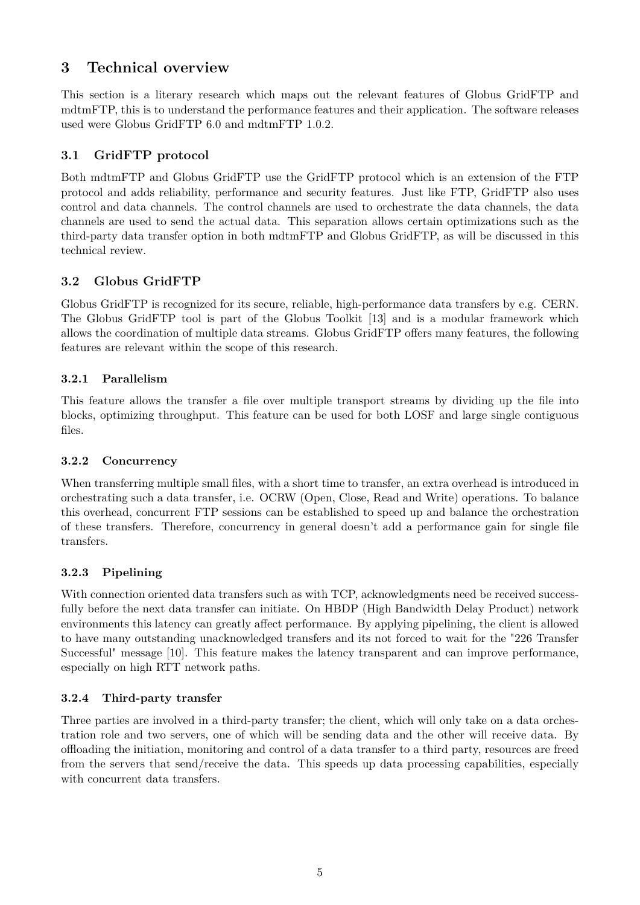# 3 Technical overview

This section is a literary research which maps out the relevant features of Globus GridFTP and mdtmFTP, this is to understand the performance features and their application. The software releases used were Globus GridFTP 6.0 and mdtmFTP 1.0.2.

## 3.1 GridFTP protocol

Both mdtmFTP and Globus GridFTP use the GridFTP protocol which is an extension of the FTP protocol and adds reliability, performance and security features. Just like FTP, GridFTP also uses control and data channels. The control channels are used to orchestrate the data channels, the data channels are used to send the actual data. This separation allows certain optimizations such as the third-party data transfer option in both mdtmFTP and Globus GridFTP, as will be discussed in this technical review.

## 3.2 Globus GridFTP

Globus GridFTP is recognized for its secure, reliable, high-performance data transfers by e.g. CERN. The Globus GridFTP tool is part of the Globus Toolkit [13] and is a modular framework which allows the coordination of multiple data streams. Globus GridFTP offers many features, the following features are relevant within the scope of this research.

### 3.2.1 Parallelism

This feature allows the transfer a file over multiple transport streams by dividing up the file into blocks, optimizing throughput. This feature can be used for both LOSF and large single contiguous files.

### 3.2.2 Concurrency

When transferring multiple small files, with a short time to transfer, an extra overhead is introduced in orchestrating such a data transfer, i.e. OCRW (Open, Close, Read and Write) operations. To balance this overhead, concurrent FTP sessions can be established to speed up and balance the orchestration of these transfers. Therefore, concurrency in general doesn't add a performance gain for single file transfers.

### 3.2.3 Pipelining

With connection oriented data transfers such as with TCP, acknowledgments need be received successfully before the next data transfer can initiate. On HBDP (High Bandwidth Delay Product) network environments this latency can greatly affect performance. By applying pipelining, the client is allowed to have many outstanding unacknowledged transfers and its not forced to wait for the "226 Transfer Successful" message [10]. This feature makes the latency transparent and can improve performance, especially on high RTT network paths.

### 3.2.4 Third-party transfer

Three parties are involved in a third-party transfer; the client, which will only take on a data orchestration role and two servers, one of which will be sending data and the other will receive data. By offloading the initiation, monitoring and control of a data transfer to a third party, resources are freed from the servers that send/receive the data. This speeds up data processing capabilities, especially with concurrent data transfers.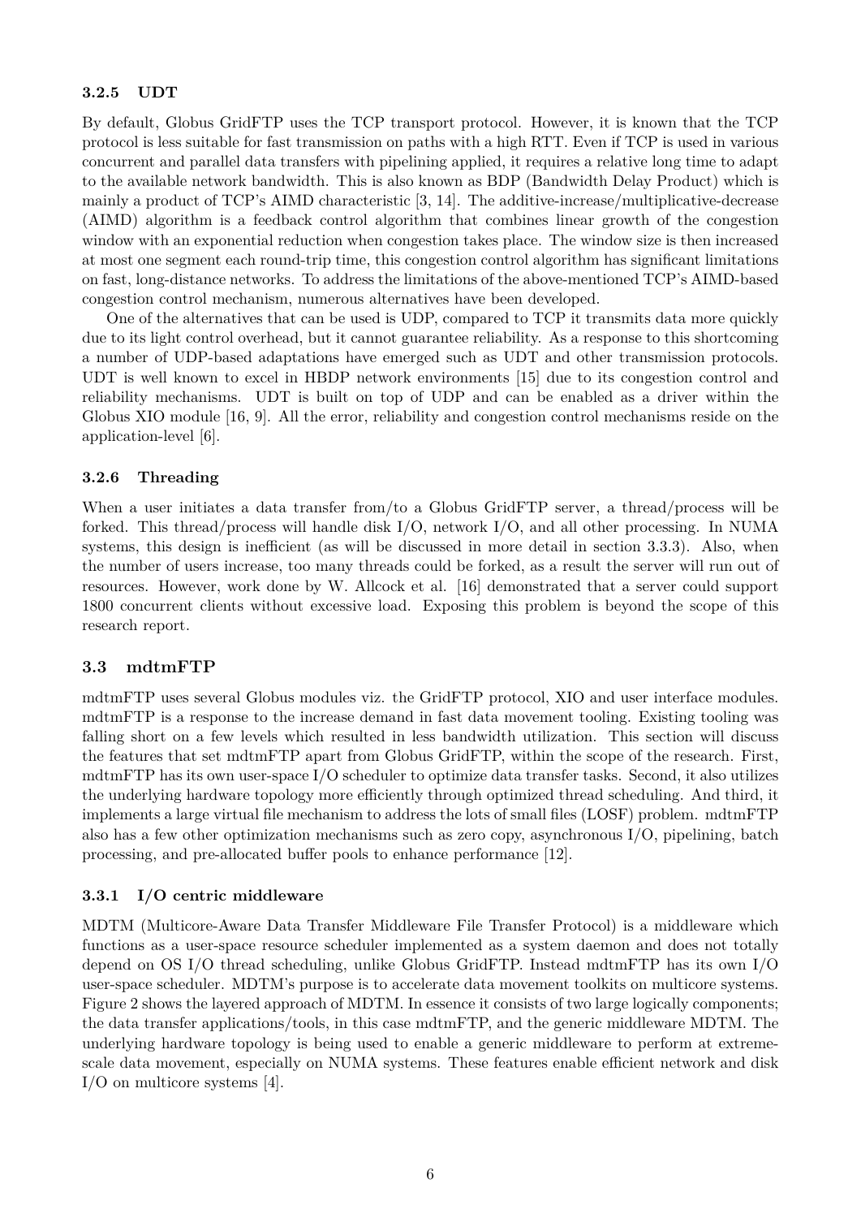### 3.2.5 UDT

By default, Globus GridFTP uses the TCP transport protocol. However, it is known that the TCP protocol is less suitable for fast transmission on paths with a high RTT. Even if TCP is used in various concurrent and parallel data transfers with pipelining applied, it requires a relative long time to adapt to the available network bandwidth. This is also known as BDP (Bandwidth Delay Product) which is mainly a product of TCP's AIMD characteristic [3, 14]. The additive-increase/multiplicative-decrease (AIMD) algorithm is a feedback control algorithm that combines linear growth of the congestion window with an exponential reduction when congestion takes place. The window size is then increased at most one segment each round-trip time, this congestion control algorithm has significant limitations on fast, long-distance networks. To address the limitations of the above-mentioned TCP's AIMD-based congestion control mechanism, numerous alternatives have been developed.

One of the alternatives that can be used is UDP, compared to TCP it transmits data more quickly due to its light control overhead, but it cannot guarantee reliability. As a response to this shortcoming a number of UDP-based adaptations have emerged such as UDT and other transmission protocols. UDT is well known to excel in HBDP network environments [15] due to its congestion control and reliability mechanisms. UDT is built on top of UDP and can be enabled as a driver within the Globus XIO module [16, 9]. All the error, reliability and congestion control mechanisms reside on the application-level [6].

### 3.2.6 Threading

When a user initiates a data transfer from/to a Globus GridFTP server, a thread/process will be forked. This thread/process will handle disk I/O, network I/O, and all other processing. In NUMA systems, this design is inefficient (as will be discussed in more detail in section 3.3.3). Also, when the number of users increase, too many threads could be forked, as a result the server will run out of resources. However, work done by W. Allcock et al. [16] demonstrated that a server could support 1800 concurrent clients without excessive load. Exposing this problem is beyond the scope of this research report.

## 3.3 mdtmFTP

mdtmFTP uses several Globus modules viz. the GridFTP protocol, XIO and user interface modules. mdtmFTP is a response to the increase demand in fast data movement tooling. Existing tooling was falling short on a few levels which resulted in less bandwidth utilization. This section will discuss the features that set mdtmFTP apart from Globus GridFTP, within the scope of the research. First, mdtmFTP has its own user-space I/O scheduler to optimize data transfer tasks. Second, it also utilizes the underlying hardware topology more efficiently through optimized thread scheduling. And third, it implements a large virtual file mechanism to address the lots of small files (LOSF) problem. mdtmFTP also has a few other optimization mechanisms such as zero copy, asynchronous I/O, pipelining, batch processing, and pre-allocated buffer pools to enhance performance [12].

### 3.3.1 I/O centric middleware

MDTM (Multicore-Aware Data Transfer Middleware File Transfer Protocol) is a middleware which functions as a user-space resource scheduler implemented as a system daemon and does not totally depend on OS I/O thread scheduling, unlike Globus GridFTP. Instead mdtmFTP has its own I/O user-space scheduler. MDTM's purpose is to accelerate data movement toolkits on multicore systems. Figure 2 shows the layered approach of MDTM. In essence it consists of two large logically components; the data transfer applications/tools, in this case mdtmFTP, and the generic middleware MDTM. The underlying hardware topology is being used to enable a generic middleware to perform at extreme-scale data movement, especially on NUMA systems. These features enable efficient network and disk I/O on multicore systems [4].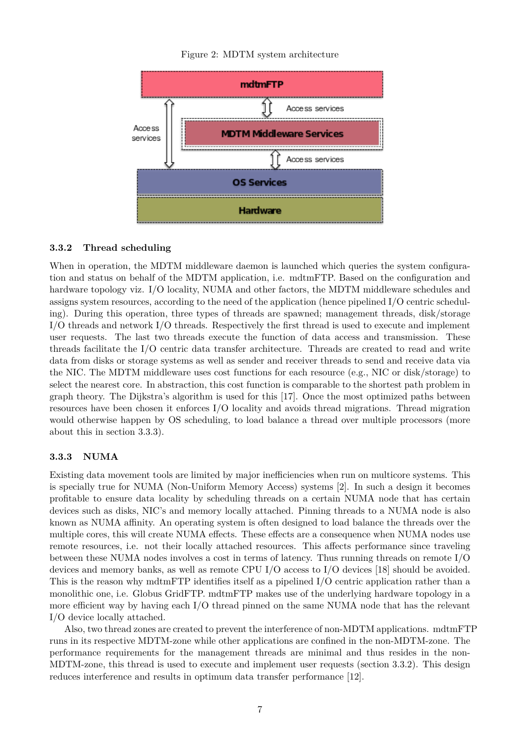Figure 2: MDTM system architecture

### 3.3.2 Thread scheduling

When in operation, the MDTM middleware daemon is launched which queries the system configuration and status on behalf of the MDTM application, i.e. mdtmFTP. Based on the configuration and hardware topology viz. I/O locality, NUMA and other factors, the MDTM middleware schedules and assigns system resources, according to the need of the application (hence pipelined I/O centric scheduling). During this operation, three types of threads are spawned; management threads, disk/storage I/O threads and network I/O threads. Respectively the first thread is used to execute and implement user requests. The last two threads execute the function of data access and transmission. These threads facilitate the I/O centric data transfer architecture. Threads are created to read and write data from disks or storage systems as well as sender and receiver threads to send and receive data via the NIC. The MDTM middleware uses cost functions for each resource (e.g., NIC or disk/storage) to select the nearest core. In abstraction, this cost function is comparable to the shortest path problem in graph theory. The Dijkstra's algorithm is used for this [17]. Once the most optimized paths between resources have been chosen it enforces I/O locality and avoids thread migrations. Thread migration would otherwise happen by OS scheduling, to load balance a thread over multiple processors (more about this in section 3.3.3).

### 3.3.3 NUMA

Existing data movement tools are limited by major inefficiencies when run on multicore systems. This is specially true for NUMA (Non-Uniform Memory Access) systems [2]. In such a design it becomes profitable to ensure data locality by scheduling threads on a certain NUMA node that has certain devices such as disks, NIC's and memory locally attached. Pinning threads to a NUMA node is also known as NUMA affinity. An operating system is often designed to load balance the threads over the multiple cores, this will create NUMA effects. These effects are a consequence when NUMA nodes use remote resources, i.e. not their locally attached resources. This affects performance since traveling between these NUMA nodes involves a cost in terms of latency. Thus running threads on remote I/O devices and memory banks, as well as remote CPU I/O access to I/O devices [18] should be avoided. This is the reason why mdtmFTP identifies itself as a pipelined I/O centric application rather than a monolithic one, i.e. Globus GridFTP. mdtmFTP makes use of the underlying hardware topology in a more efficient way by having each I/O thread pinned on the same NUMA node that has the relevant I/O device locally attached.

Also, two thread zones are created to prevent the interference of non-MDTM applications. mdtmFTP runs in its respective MDTM-zone while other applications are confined in the non-MDTM-zone. The performance requirements for the management threads are minimal and thus resides in the non-MDTM-zone, this thread is used to execute and implement user requests (section 3.3.2). This design reduces interference and results in optimum data transfer performance [12].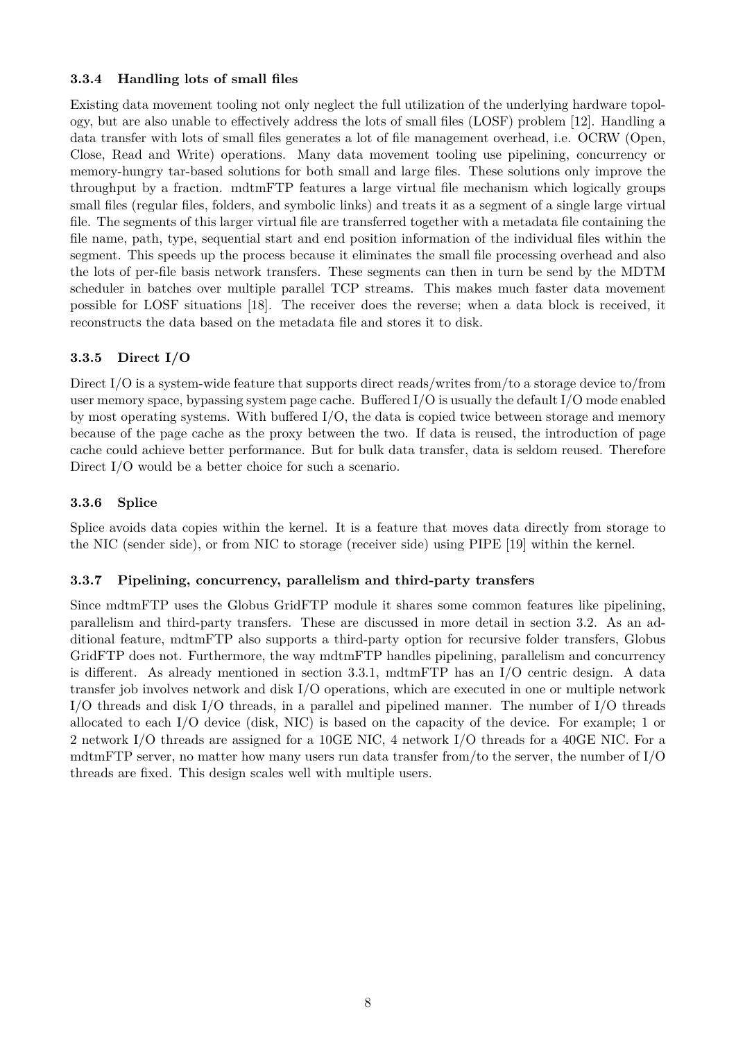### 3.3.4 Handling lots of small files

Existing data movement tooling not only neglect the full utilization of the underlying hardware topology, but are also unable to effectively address the lots of small files (LOSF) problem [12]. Handling a data transfer with lots of small files generates a lot of file management overhead, i.e. OCRW (Open, Close, Read and Write) operations. Many data movement tooling use pipelining, concurrency or memory-hungry tar-based solutions for both small and large files. These solutions only improve the throughput by a fraction. mdtmFTP features a large virtual file mechanism which logically groups small files (regular files, folders, and symbolic links) and treats it as a segment of a single large virtual file. The segments of this larger virtual file are transferred together with a metadata file containing the file name, path, type, sequential start and end position information of the individual files within the segment. This speeds up the process because it eliminates the small file processing overhead and also the lots of per-file basis network transfers. These segments can then in turn be send by the MDTM scheduler in batches over multiple parallel TCP streams. This makes much faster data movement possible for LOSF situations [18]. The receiver does the reverse; when a data block is received, it reconstructs the data based on the metadata file and stores it to disk.

### 3.3.5 Direct I/O

Direct I/O is a system-wide feature that supports direct reads/writes from/to a storage device to/from user memory space, bypassing system page cache. Buffered I/O is usually the default I/O mode enabled by most operating systems. With buffered I/O, the data is copied twice between storage and memory because of the page cache as the proxy between the two. If data is reused, the introduction of page cache could achieve better performance. But for bulk data transfer, data is seldom reused. Therefore Direct I/O would be a better choice for such a scenario.

### 3.3.6 Splice

Splice avoids data copies within the kernel. It is a feature that moves data directly from storage to the NIC (sender side), or from NIC to storage (receiver side) using PIPE [19] within the kernel.

### 3.3.7 Pipelining, concurrency, parallelism and third-party transfers

Since mdtmFTP uses the Globus GridFTP module it shares some common features like pipelining, parallelism and third-party transfers. These are discussed in more detail in section 3.2. As an additional feature, mdtmFTP also supports a third-party option for recursive folder transfers, Globus GridFTP does not. Furthermore, the way mdtmFTP handles pipelining, parallelism and concurrency is different. As already mentioned in section 3.3.1, mdtmFTP has an I/O centric design. A data transfer job involves network and disk I/O operations, which are executed in one or multiple network I/O threads and disk I/O threads, in a parallel and pipelined manner. The number of I/O threads allocated to each I/O device (disk, NIC) is based on the capacity of the device. For example; 1 or 2 network I/O threads are assigned for a 10GE NIC, 4 network I/O threads for a 40GE NIC. For a mdtmFTP server, no matter how many users run data transfer from/to the server, the number of I/O threads are fixed. This design scales well with multiple users.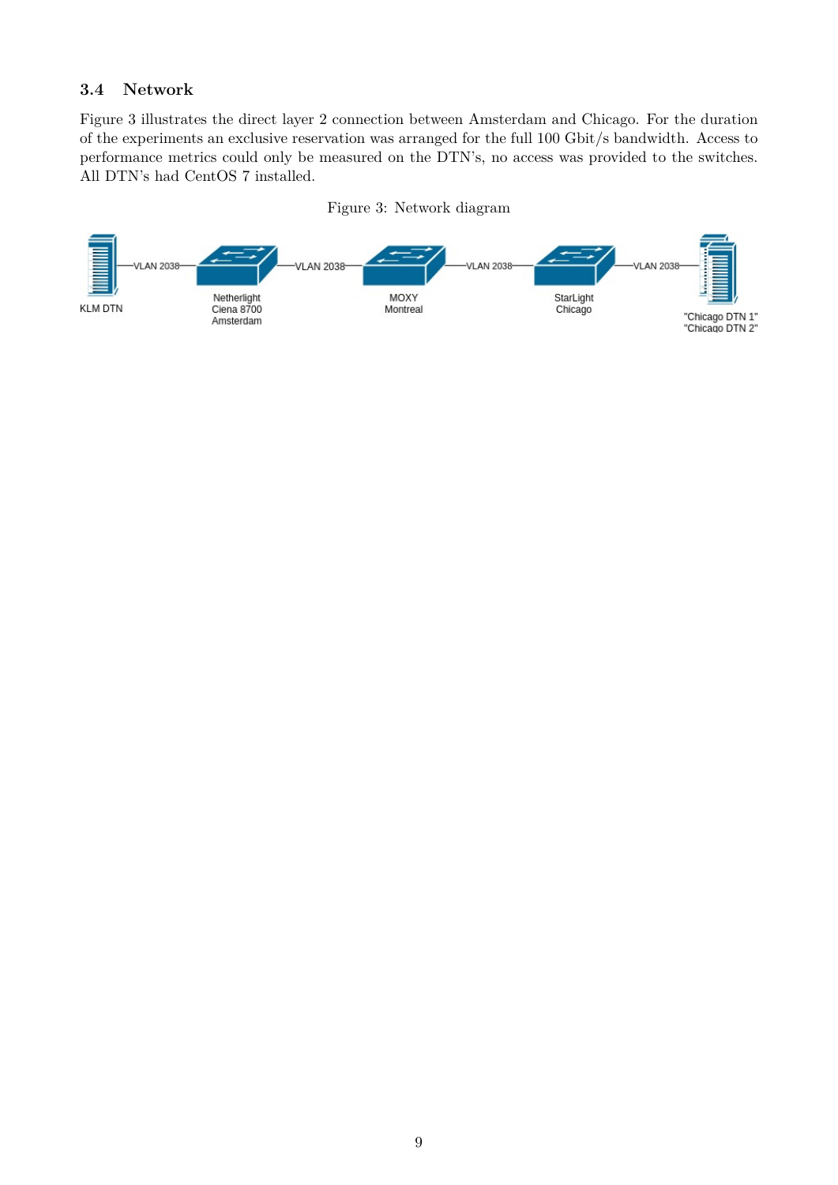### 3.4 Network

Figure 3 illustrates the direct layer 2 connection between Amsterdam and Chicago. For the duration of the experiments an exclusive reservation was arranged for the full 100 Gbit/s bandwidth. Access to performance metrics could only be measured on the DTN's, no access was provided to the switches. All DTN's had CentOS 7 installed.

Figure 3: Network diagram

KLM DTN —VLAN 2038— Netherlight Ciena 8700 Amsterdam —VLAN 2038— MOXY Montreal —VLAN 2038— StarLight Chicago —VLAN 2038— "Chicago DTN 1" "Chicago DTN 2"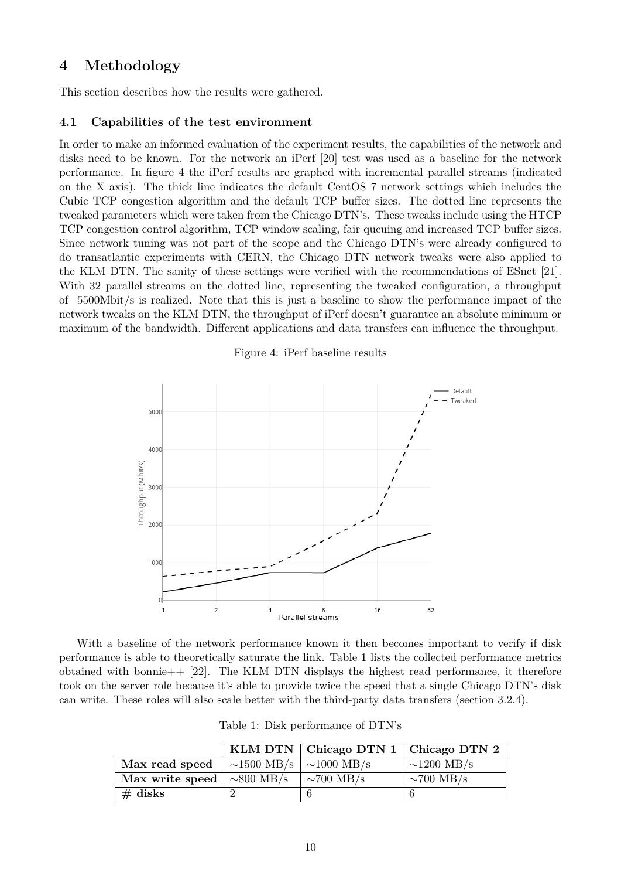# 4 Methodology

This section describes how the results were gathered.

## 4.1 Capabilities of the test environment

In order to make an informed evaluation of the experiment results, the capabilities of the network and disks need to be known. For the network an iPerf [20] test was used as a baseline for the network performance. In figure 4 the iPerf results are graphed with incremental parallel streams (indicated on the X axis). The thick line indicates the default CentOS 7 network settings which includes the Cubic TCP congestion algorithm and the default TCP buffer sizes. The dotted line represents the tweaked parameters which were taken from the Chicago DTN's. These tweaks include using the HTCP TCP congestion control algorithm, TCP window scaling, fair queuing and increased TCP buffer sizes. Since network tuning was not part of the scope and the Chicago DTN's were already configured to do transatlantic experiments with CERN, the Chicago DTN network tweaks were also applied to the KLM DTN. The sanity of these settings were verified with the recommendations of ESnet [21]. With 32 parallel streams on the dotted line, representing the tweaked configuration, a throughput of 5500Mbit/s is realized. Note that this is just a baseline to show the performance impact of the network tweaks on the KLM DTN, the throughput of iPerf doesn't guarantee an absolute minimum or maximum of the bandwidth. Different applications and data transfers can influence the throughput.

Figure 4: iPerf baseline results

With a baseline of the network performance known it then becomes important to verify if disk performance is able to theoretically saturate the link. Table 1 lists the collected performance metrics obtained with bonnie++ [22]. The KLM DTN displays the highest read performance, it therefore took on the server role because it's able to provide twice the speed that a single Chicago DTN's disk can write. These roles will also scale better with the third-party data transfers (section 3.2.4).

Table 1: Disk performance of DTN's

| | **KLM DTN** | **Chicago DTN 1** | **Chicago DTN 2** |
|---|---|---|---|
| **Max read speed** | ~1500 MB/s | ~1000 MB/s | ~1200 MB/s |
| **Max write speed** | ~800 MB/s | ~700 MB/s | ~700 MB/s |
| **# disks** | 2 | 6 | 6 |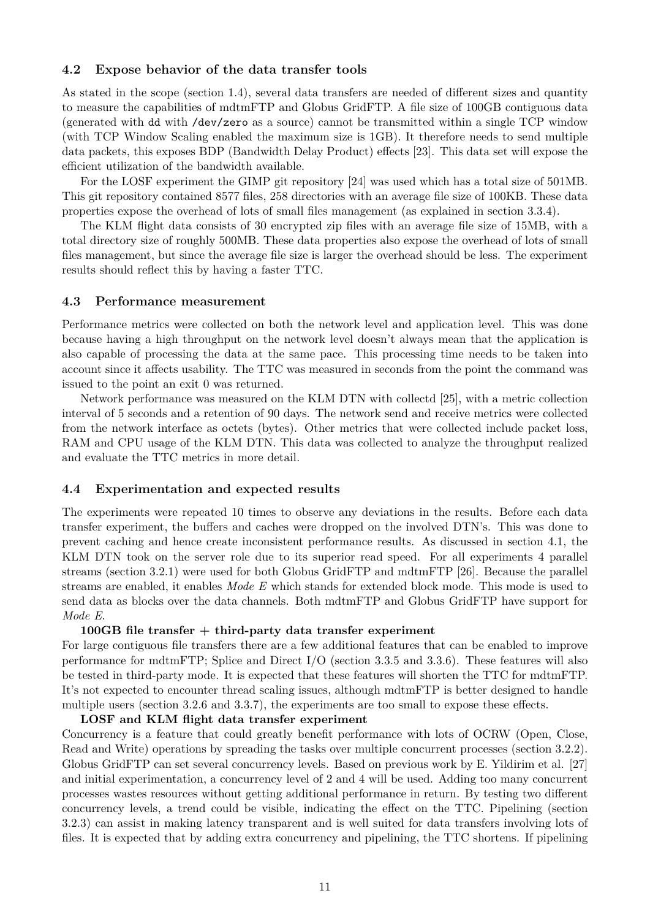### 4.2 Expose behavior of the data transfer tools

As stated in the scope (section 1.4), several data transfers are needed of different sizes and quantity to measure the capabilities of mdtmFTP and Globus GridFTP. A file size of 100GB contiguous data (generated with `dd` with `/dev/zero` as a source) cannot be transmitted within a single TCP window (with TCP Window Scaling enabled the maximum size is 1GB). It therefore needs to send multiple data packets, this exposes BDP (Bandwidth Delay Product) effects [23]. This data set will expose the efficient utilization of the bandwidth available.

For the LOSF experiment the GIMP git repository [24] was used which has a total size of 501MB. This git repository contained 8577 files, 258 directories with an average file size of 100KB. These data properties expose the overhead of lots of small files management (as explained in section 3.3.4).

The KLM flight data consists of 30 encrypted zip files with an average file size of 15MB, with a total directory size of roughly 500MB. These data properties also expose the overhead of lots of small files management, but since the average file size is larger the overhead should be less. The experiment results should reflect this by having a faster TTC.

### 4.3 Performance measurement

Performance metrics were collected on both the network level and application level. This was done because having a high throughput on the network level doesn't always mean that the application is also capable of processing the data at the same pace. This processing time needs to be taken into account since it affects usability. The TTC was measured in seconds from the point the command was issued to the point an exit 0 was returned.

Network performance was measured on the KLM DTN with collectd [25], with a metric collection interval of 5 seconds and a retention of 90 days. The network send and receive metrics were collected from the network interface as octets (bytes). Other metrics that were collected include packet loss, RAM and CPU usage of the KLM DTN. This data was collected to analyze the throughput realized and evaluate the TTC metrics in more detail.

### 4.4 Experimentation and expected results

The experiments were repeated 10 times to observe any deviations in the results. Before each data transfer experiment, the buffers and caches were dropped on the involved DTN's. This was done to prevent caching and hence create inconsistent performance results. As discussed in section 4.1, the KLM DTN took on the server role due to its superior read speed. For all experiments 4 parallel streams (section 3.2.1) were used for both Globus GridFTP and mdtmFTP [26]. Because the parallel streams are enabled, it enables *Mode E* which stands for extended block mode. This mode is used to send data as blocks over the data channels. Both mdtmFTP and Globus GridFTP have support for *Mode E*.

**100GB file transfer + third-party data transfer experiment**

For large contiguous file transfers there are a few additional features that can be enabled to improve performance for mdtmFTP; Splice and Direct I/O (section 3.3.5 and 3.3.6). These features will also be tested in third-party mode. It is expected that these features will shorten the TTC for mdtmFTP. It's not expected to encounter thread scaling issues, although mdtmFTP is better designed to handle multiple users (section 3.2.6 and 3.3.7), the experiments are too small to expose these effects.

**LOSF and KLM flight data transfer experiment**

Concurrency is a feature that could greatly benefit performance with lots of OCRW (Open, Close, Read and Write) operations by spreading the tasks over multiple concurrent processes (section 3.2.2). Globus GridFTP can set several concurrency levels. Based on previous work by E. Yildirim et al. [27] and initial experimentation, a concurrency level of 2 and 4 will be used. Adding too many concurrent processes wastes resources without getting additional performance in return. By testing two different concurrency levels, a trend could be visible, indicating the effect on the TTC. Pipelining (section 3.2.3) can assist in making latency transparent and is well suited for data transfers involving lots of files. It is expected that by adding extra concurrency and pipelining, the TTC shortens. If pipelining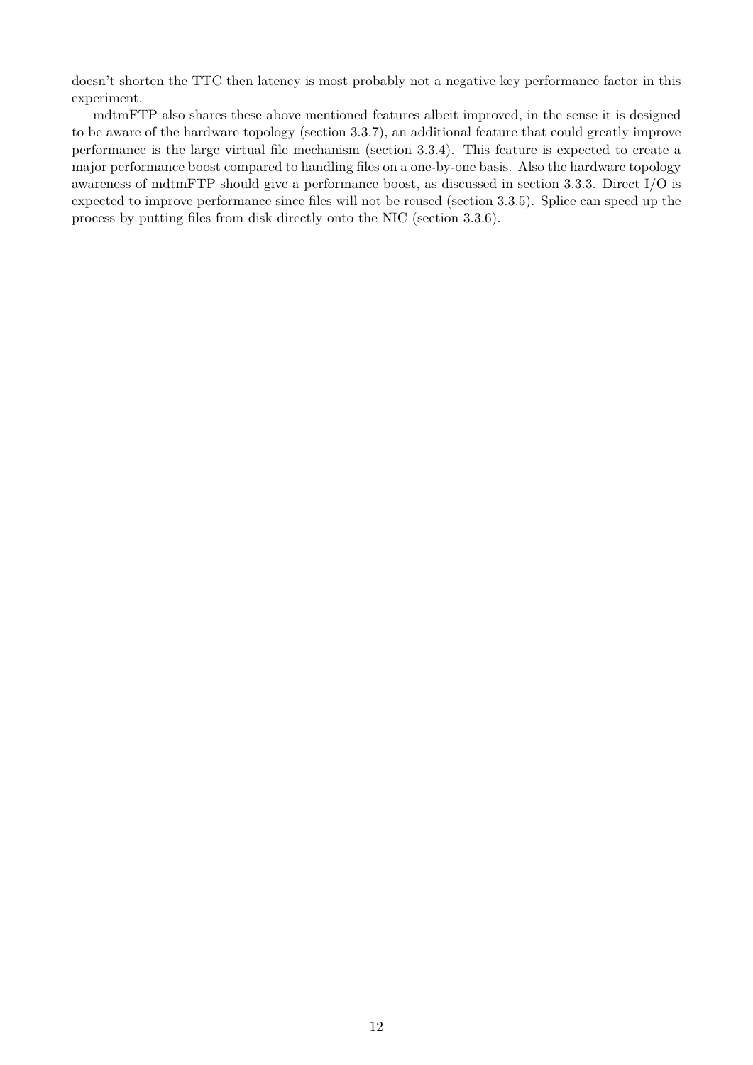doesn't shorten the TTC then latency is most probably not a negative key performance factor in this experiment.

mdtmFTP also shares these above mentioned features albeit improved, in the sense it is designed to be aware of the hardware topology (section 3.3.7), an additional feature that could greatly improve performance is the large virtual file mechanism (section 3.3.4). This feature is expected to create a major performance boost compared to handling files on a one-by-one basis. Also the hardware topology awareness of mdtmFTP should give a performance boost, as discussed in section 3.3.3. Direct I/O is expected to improve performance since files will not be reused (section 3.3.5). Splice can speed up the process by putting files from disk directly onto the NIC (section 3.3.6).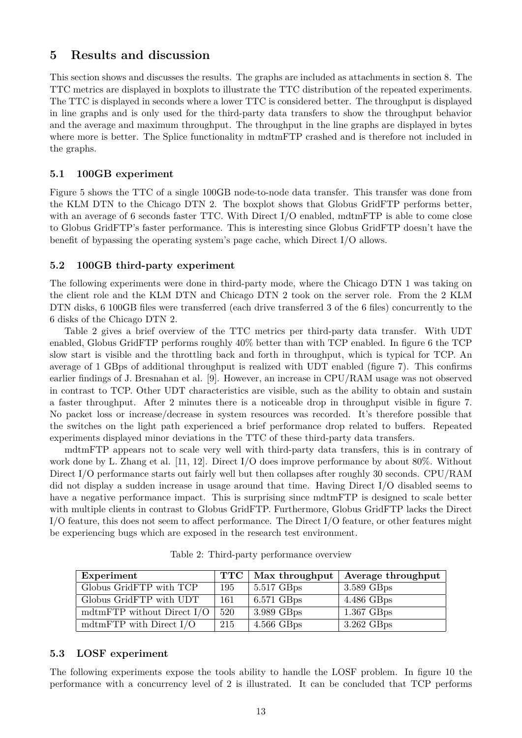## 5 Results and discussion

This section shows and discusses the results. The graphs are included as attachments in section 8. The TTC metrics are displayed in boxplots to illustrate the TTC distribution of the repeated experiments. The TTC is displayed in seconds where a lower TTC is considered better. The throughput is displayed in line graphs and is only used for the third-party data transfers to show the throughput behavior and the average and maximum throughput. The throughput in the line graphs are displayed in bytes where more is better. The Splice functionality in mdtmFTP crashed and is therefore not included in the graphs.

### 5.1 100GB experiment

Figure 5 shows the TTC of a single 100GB node-to-node data transfer. This transfer was done from the KLM DTN to the Chicago DTN 2. The boxplot shows that Globus GridFTP performs better, with an average of 6 seconds faster TTC. With Direct I/O enabled, mdtmFTP is able to come close to Globus GridFTP's faster performance. This is interesting since Globus GridFTP doesn't have the benefit of bypassing the operating system's page cache, which Direct I/O allows.

### 5.2 100GB third-party experiment

The following experiments were done in third-party mode, where the Chicago DTN 1 was taking on the client role and the KLM DTN and Chicago DTN 2 took on the server role. From the 2 KLM DTN disks, 6 100GB files were transferred (each drive transferred 3 of the 6 files) concurrently to the 6 disks of the Chicago DTN 2.

Table 2 gives a brief overview of the TTC metrics per third-party data transfer. With UDT enabled, Globus GridFTP performs roughly 40% better than with TCP enabled. In figure 6 the TCP slow start is visible and the throttling back and forth in throughput, which is typical for TCP. An average of 1 GBps of additional throughput is realized with UDT enabled (figure 7). This confirms earlier findings of J. Bresnahan et al. [9]. However, an increase in CPU/RAM usage was not observed in contrast to TCP. Other UDT characteristics are visible, such as the ability to obtain and sustain a faster throughput. After 2 minutes there is a noticeable drop in throughput visible in figure 7. No packet loss or increase/decrease in system resources was recorded. It's therefore possible that the switches on the light path experienced a brief performance drop related to buffers. Repeated experiments displayed minor deviations in the TTC of these third-party data transfers.

mdtmFTP appears not to scale very well with third-party data transfers, this is in contrary of work done by L. Zhang et al. [11, 12]. Direct I/O does improve performance by about 80%. Without Direct I/O performance starts out fairly well but then collapses after roughly 30 seconds. CPU/RAM did not display a sudden increase in usage around that time. Having Direct I/O disabled seems to have a negative performance impact. This is surprising since mdtmFTP is designed to scale better with multiple clients in contrast to Globus GridFTP. Furthermore, Globus GridFTP lacks the Direct I/O feature, this does not seem to affect performance. The Direct I/O feature, or other features might be experiencing bugs which are exposed in the research test environment.

Table 2: Third-party performance overview

| Experiment | TTC | Max throughput | Average throughput |
|---|---|---|---|
| Globus GridFTP with TCP | 195 | 5.517 GBps | 3.589 GBps |
| Globus GridFTP with UDT | 161 | 6.571 GBps | 4.486 GBps |
| mdtmFTP without Direct I/O | 520 | 3.989 GBps | 1.367 GBps |
| mdtmFTP with Direct I/O | 215 | 4.566 GBps | 3.262 GBps |

### 5.3 LOSF experiment

The following experiments expose the tools ability to handle the LOSF problem. In figure 10 the performance with a concurrency level of 2 is illustrated. It can be concluded that TCP performs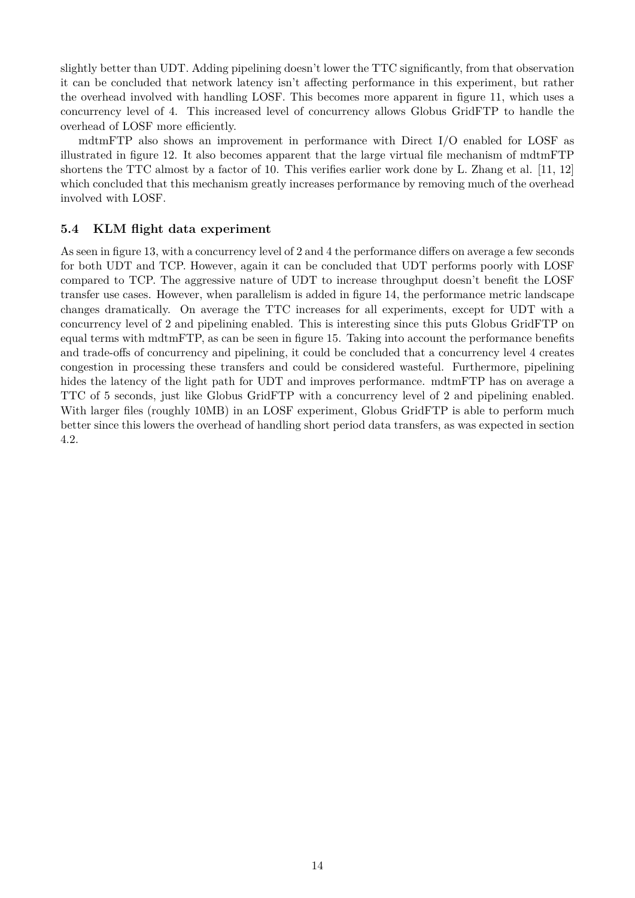slightly better than UDT. Adding pipelining doesn't lower the TTC significantly, from that observation it can be concluded that network latency isn't affecting performance in this experiment, but rather the overhead involved with handling LOSF. This becomes more apparent in figure 11, which uses a concurrency level of 4. This increased level of concurrency allows Globus GridFTP to handle the overhead of LOSF more efficiently.

mdtmFTP also shows an improvement in performance with Direct I/O enabled for LOSF as illustrated in figure 12. It also becomes apparent that the large virtual file mechanism of mdtmFTP shortens the TTC almost by a factor of 10. This verifies earlier work done by L. Zhang et al. [11, 12] which concluded that this mechanism greatly increases performance by removing much of the overhead involved with LOSF.

### 5.4 KLM flight data experiment

As seen in figure 13, with a concurrency level of 2 and 4 the performance differs on average a few seconds for both UDT and TCP. However, again it can be concluded that UDT performs poorly with LOSF compared to TCP. The aggressive nature of UDT to increase throughput doesn't benefit the LOSF transfer use cases. However, when parallelism is added in figure 14, the performance metric landscape changes dramatically. On average the TTC increases for all experiments, except for UDT with a concurrency level of 2 and pipelining enabled. This is interesting since this puts Globus GridFTP on equal terms with mdtmFTP, as can be seen in figure 15. Taking into account the performance benefits and trade-offs of concurrency and pipelining, it could be concluded that a concurrency level 4 creates congestion in processing these transfers and could be considered wasteful. Furthermore, pipelining hides the latency of the light path for UDT and improves performance. mdtmFTP has on average a TTC of 5 seconds, just like Globus GridFTP with a concurrency level of 2 and pipelining enabled. With larger files (roughly 10MB) in an LOSF experiment, Globus GridFTP is able to perform much better since this lowers the overhead of handling short period data transfers, as was expected in section 4.2.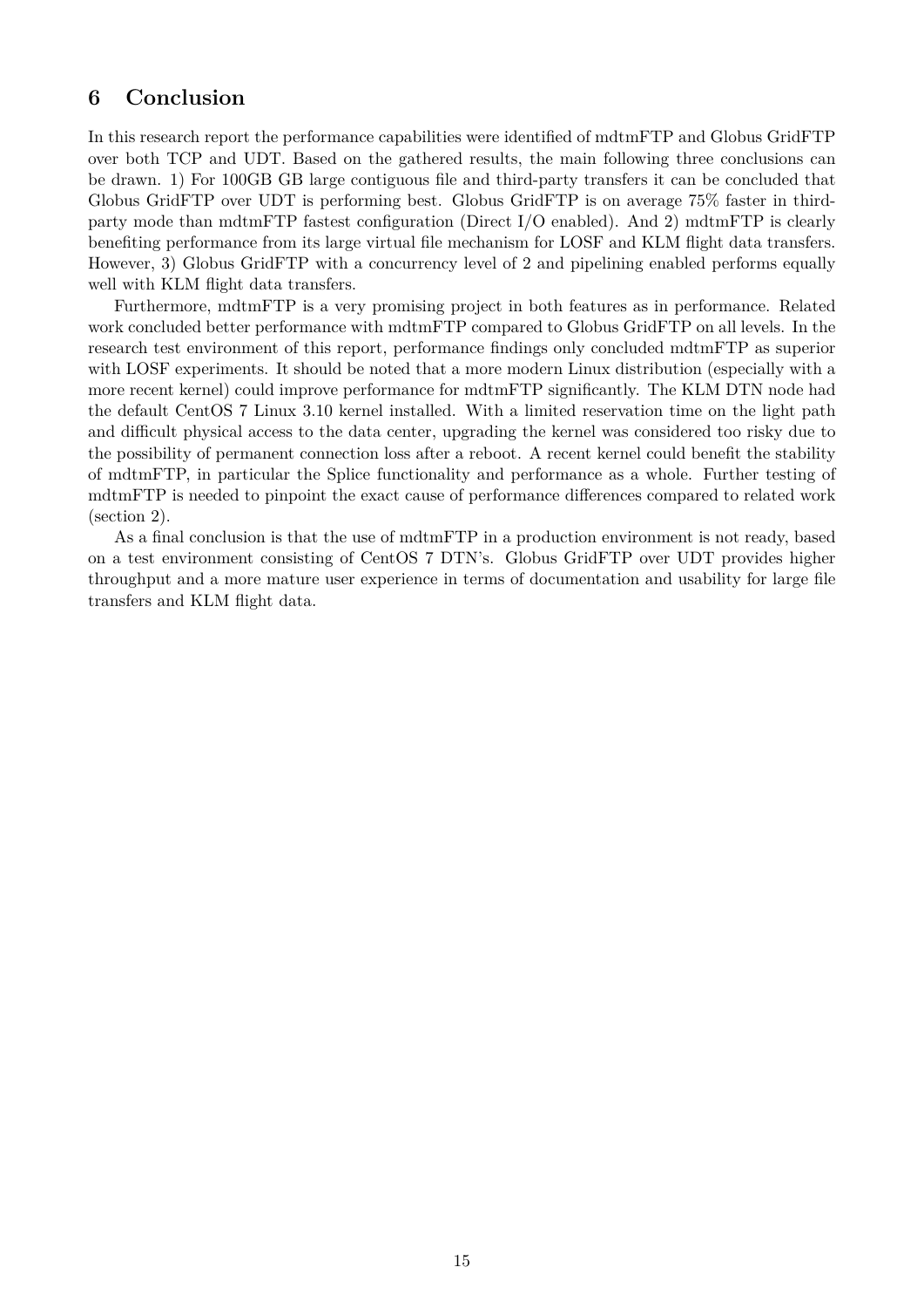## 6 Conclusion

In this research report the performance capabilities were identified of mdtmFTP and Globus GridFTP over both TCP and UDT. Based on the gathered results, the main following three conclusions can be drawn. 1) For 100GB GB large contiguous file and third-party transfers it can be concluded that Globus GridFTP over UDT is performing best. Globus GridFTP is on average 75% faster in third-party mode than mdtmFTP fastest configuration (Direct I/O enabled). And 2) mdtmFTP is clearly benefiting performance from its large virtual file mechanism for LOSF and KLM flight data transfers. However, 3) Globus GridFTP with a concurrency level of 2 and pipelining enabled performs equally well with KLM flight data transfers.

Furthermore, mdtmFTP is a very promising project in both features as in performance. Related work concluded better performance with mdtmFTP compared to Globus GridFTP on all levels. In the research test environment of this report, performance findings only concluded mdtmFTP as superior with LOSF experiments. It should be noted that a more modern Linux distribution (especially with a more recent kernel) could improve performance for mdtmFTP significantly. The KLM DTN node had the default CentOS 7 Linux 3.10 kernel installed. With a limited reservation time on the light path and difficult physical access to the data center, upgrading the kernel was considered too risky due to the possibility of permanent connection loss after a reboot. A recent kernel could benefit the stability of mdtmFTP, in particular the Splice functionality and performance as a whole. Further testing of mdtmFTP is needed to pinpoint the exact cause of performance differences compared to related work (section 2).

As a final conclusion is that the use of mdtmFTP in a production environment is not ready, based on a test environment consisting of CentOS 7 DTN's. Globus GridFTP over UDT provides higher throughput and a more mature user experience in terms of documentation and usability for large file transfers and KLM flight data.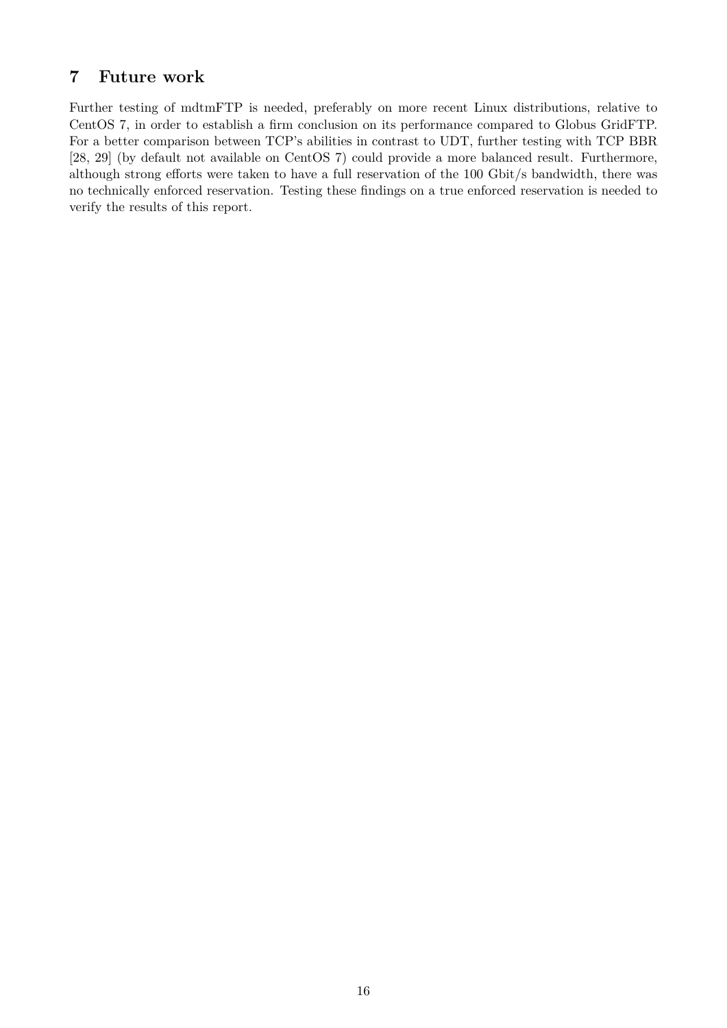## 7 Future work

Further testing of mdtmFTP is needed, preferably on more recent Linux distributions, relative to CentOS 7, in order to establish a firm conclusion on its performance compared to Globus GridFTP. For a better comparison between TCP's abilities in contrast to UDT, further testing with TCP BBR [28, 29] (by default not available on CentOS 7) could provide a more balanced result. Furthermore, although strong efforts were taken to have a full reservation of the 100 Gbit/s bandwidth, there was no technically enforced reservation. Testing these findings on a true enforced reservation is needed to verify the results of this report.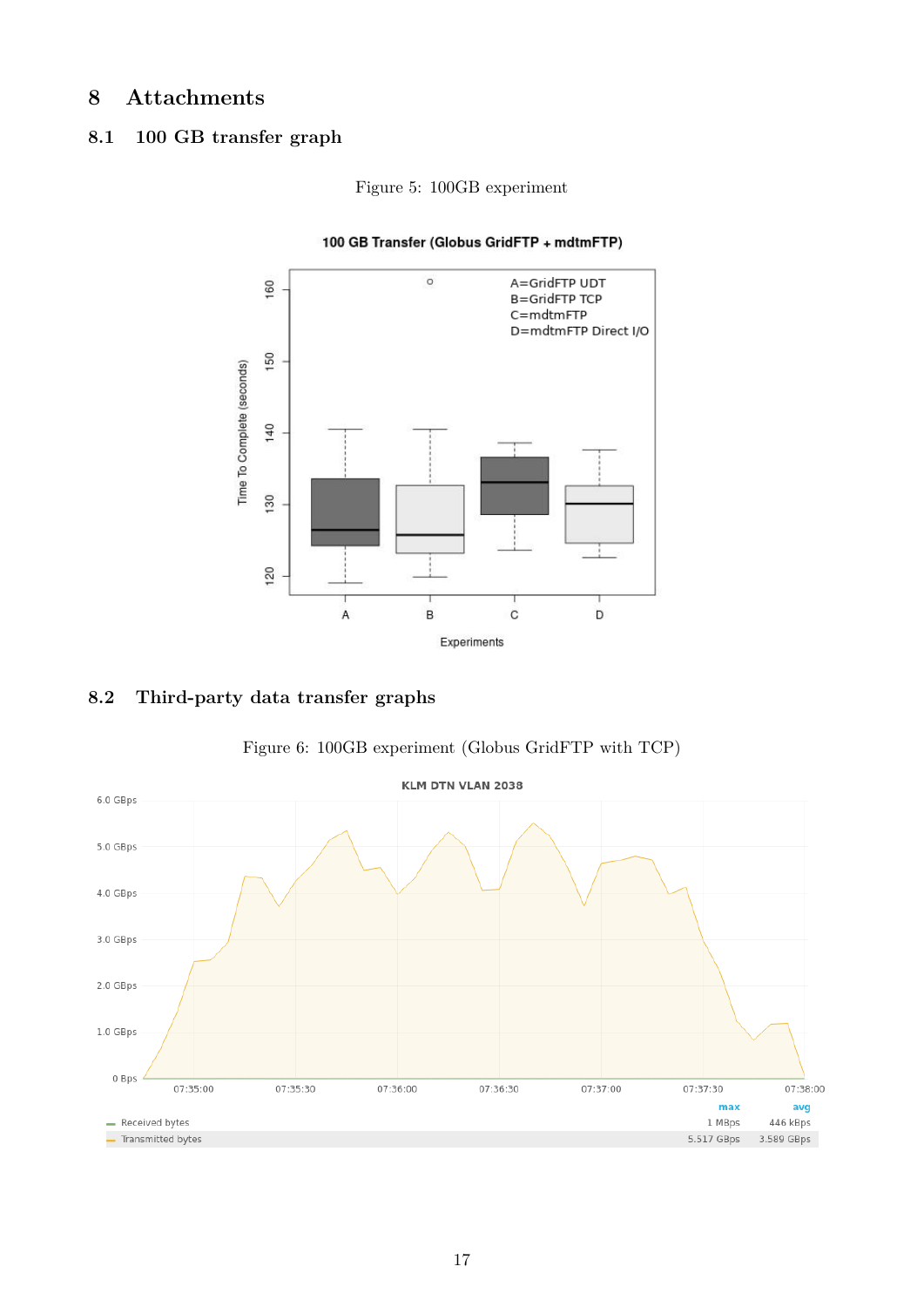# 8 Attachments

## 8.1 100 GB transfer graph

Figure 5: 100GB experiment

## 8.2 Third-party data transfer graphs

Figure 6: 100GB experiment (Globus GridFTP with TCP)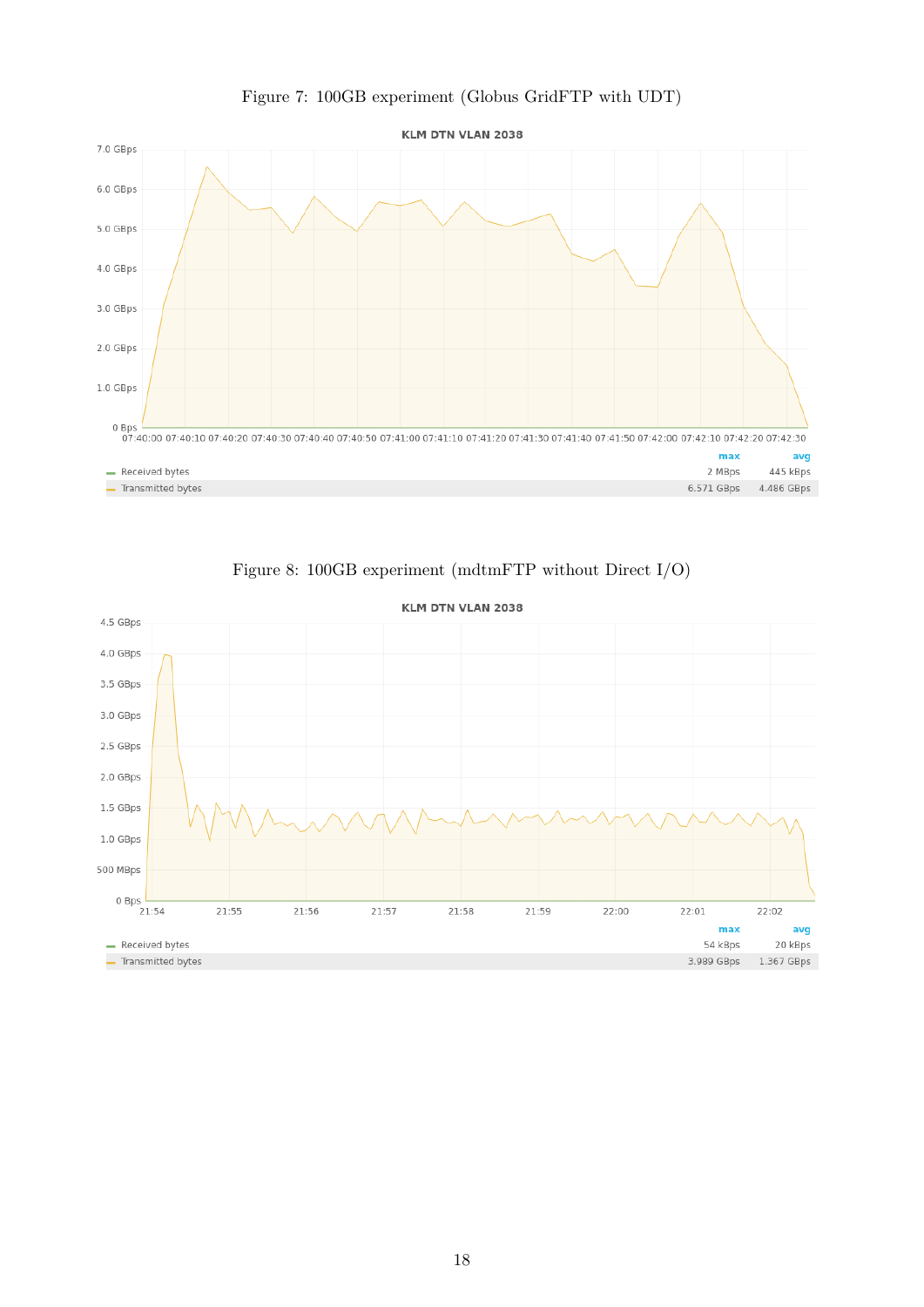Figure 7: 100GB experiment (Globus GridFTP with UDT)

Figure 8: 100GB experiment (mdtmFTP without Direct I/O)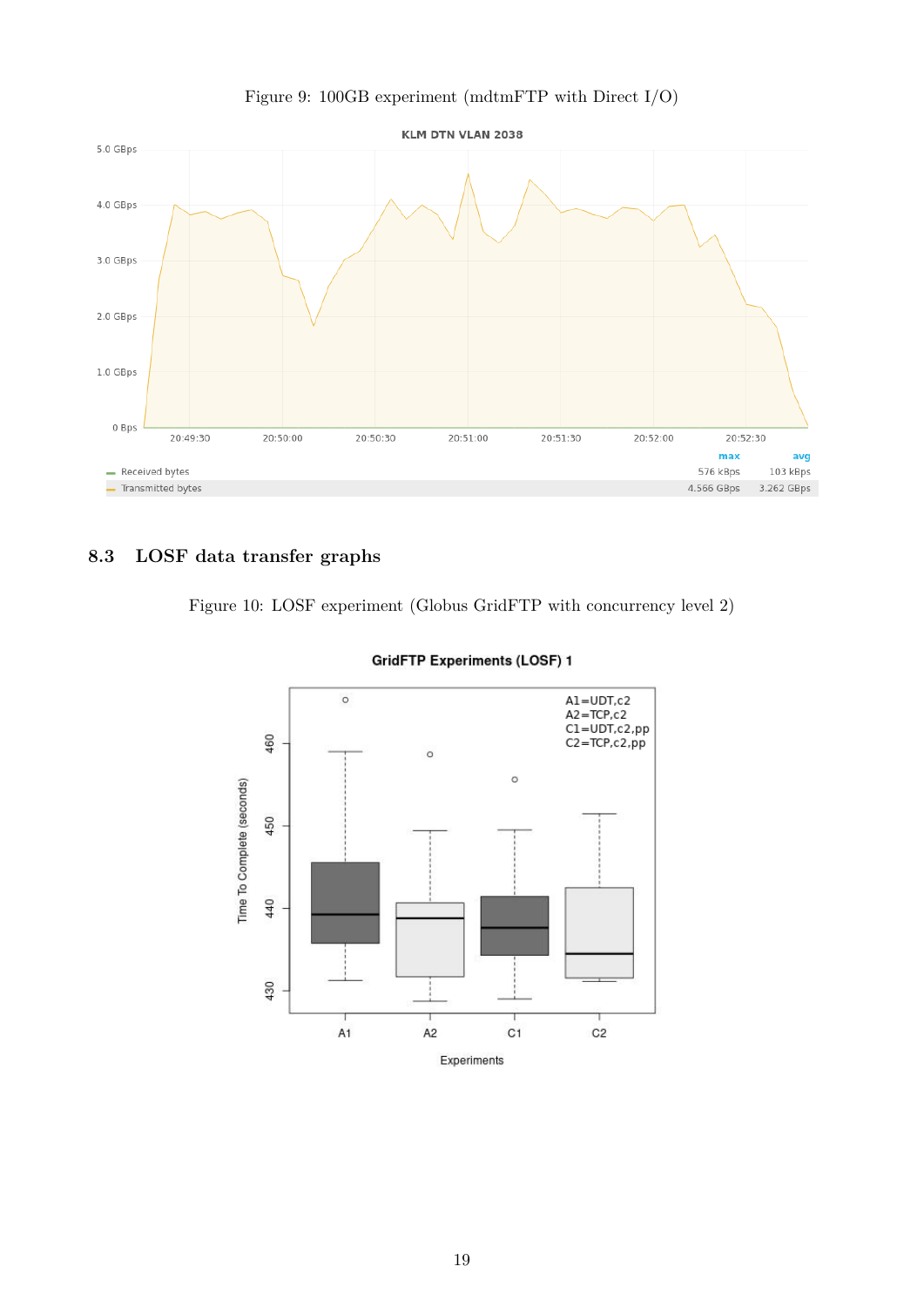Figure 9: 100GB experiment (mdtmFTP with Direct I/O)

## 8.3 LOSF data transfer graphs

Figure 10: LOSF experiment (Globus GridFTP with concurrency level 2)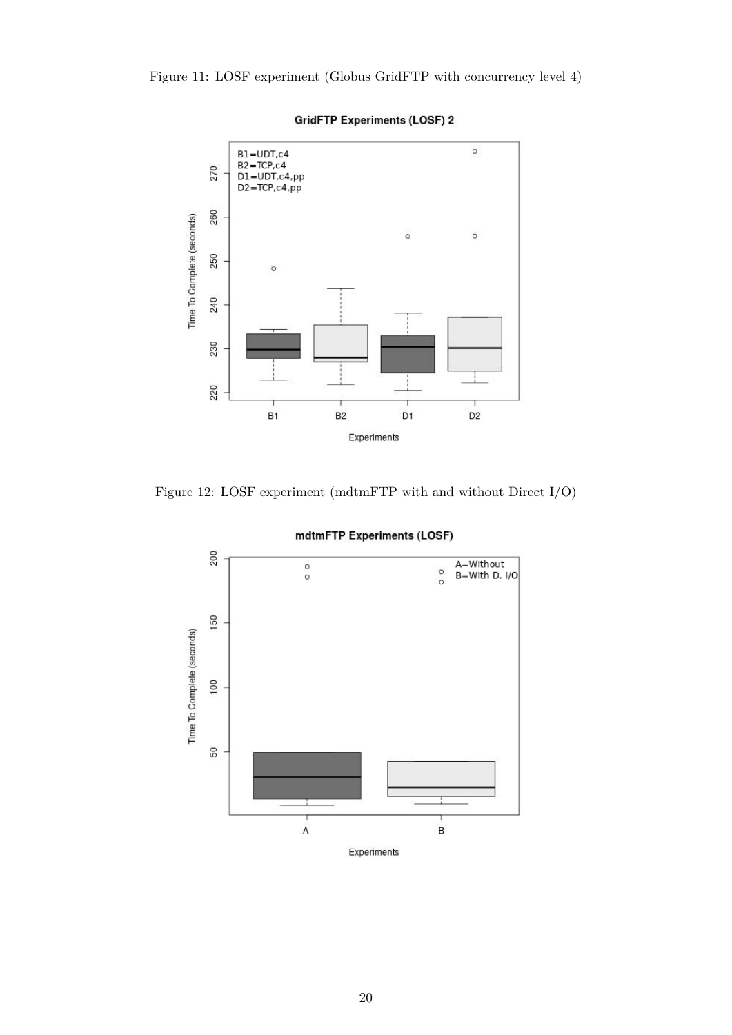Figure 11: LOSF experiment (Globus GridFTP with concurrency level 4)

Figure 12: LOSF experiment (mdtmFTP with and without Direct I/O)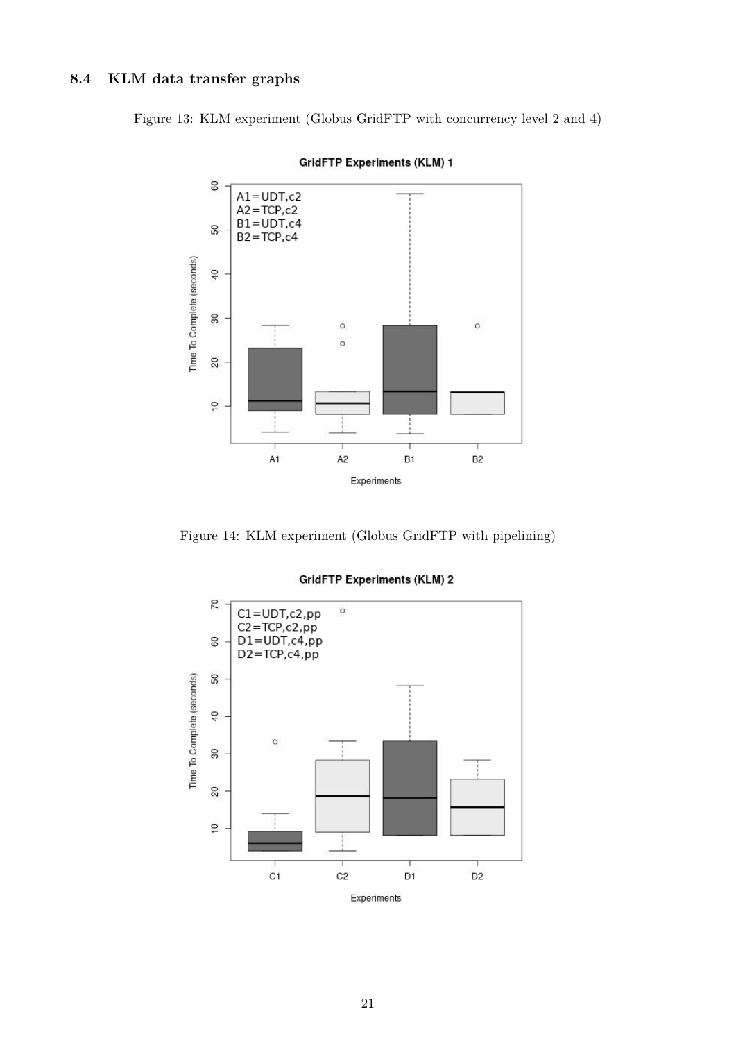### 8.4 KLM data transfer graphs

Figure 13: KLM experiment (Globus GridFTP with concurrency level 2 and 4)

Figure 14: KLM experiment (Globus GridFTP with pipelining)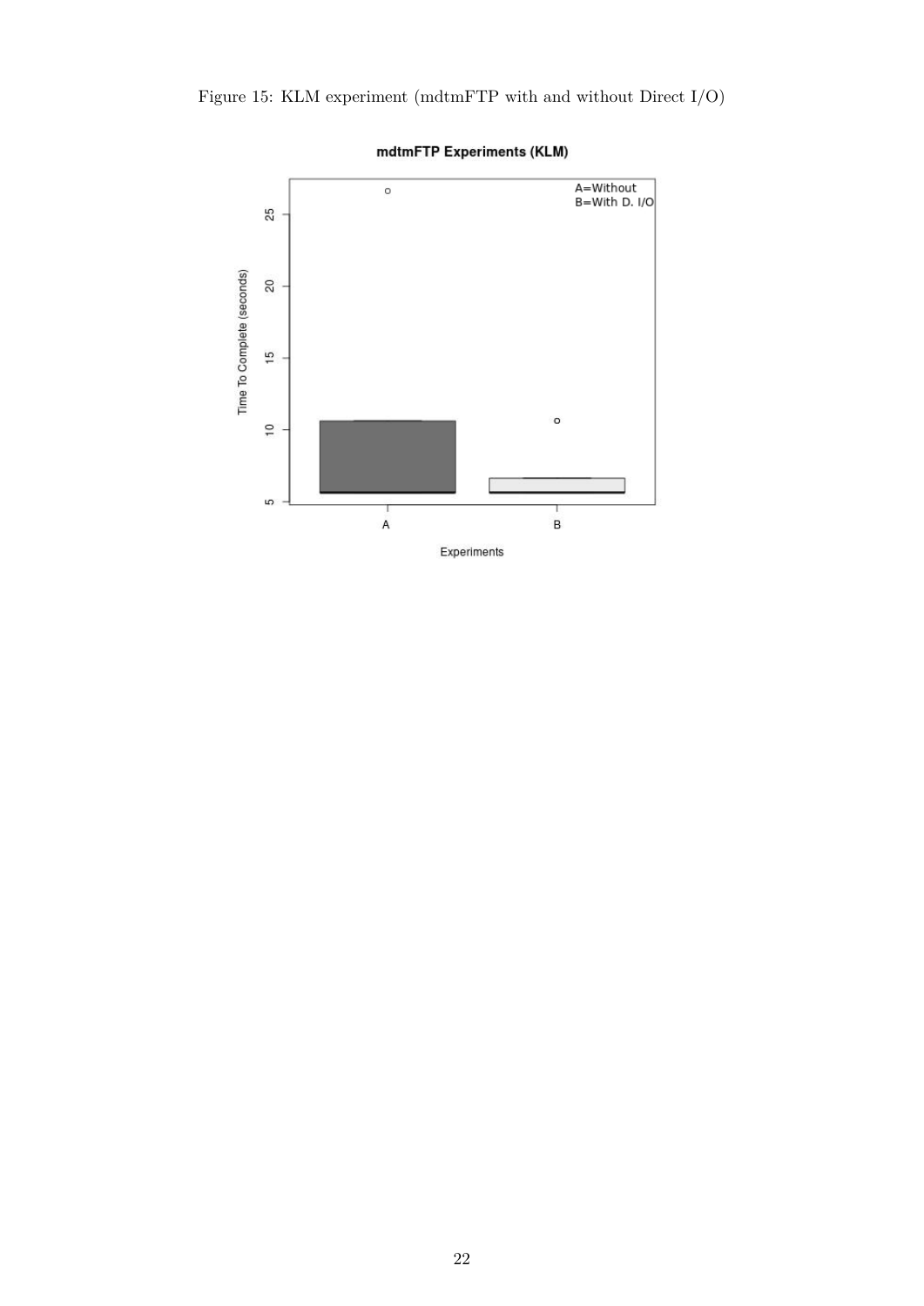Figure 15: KLM experiment (mdtmFTP with and without Direct I/O)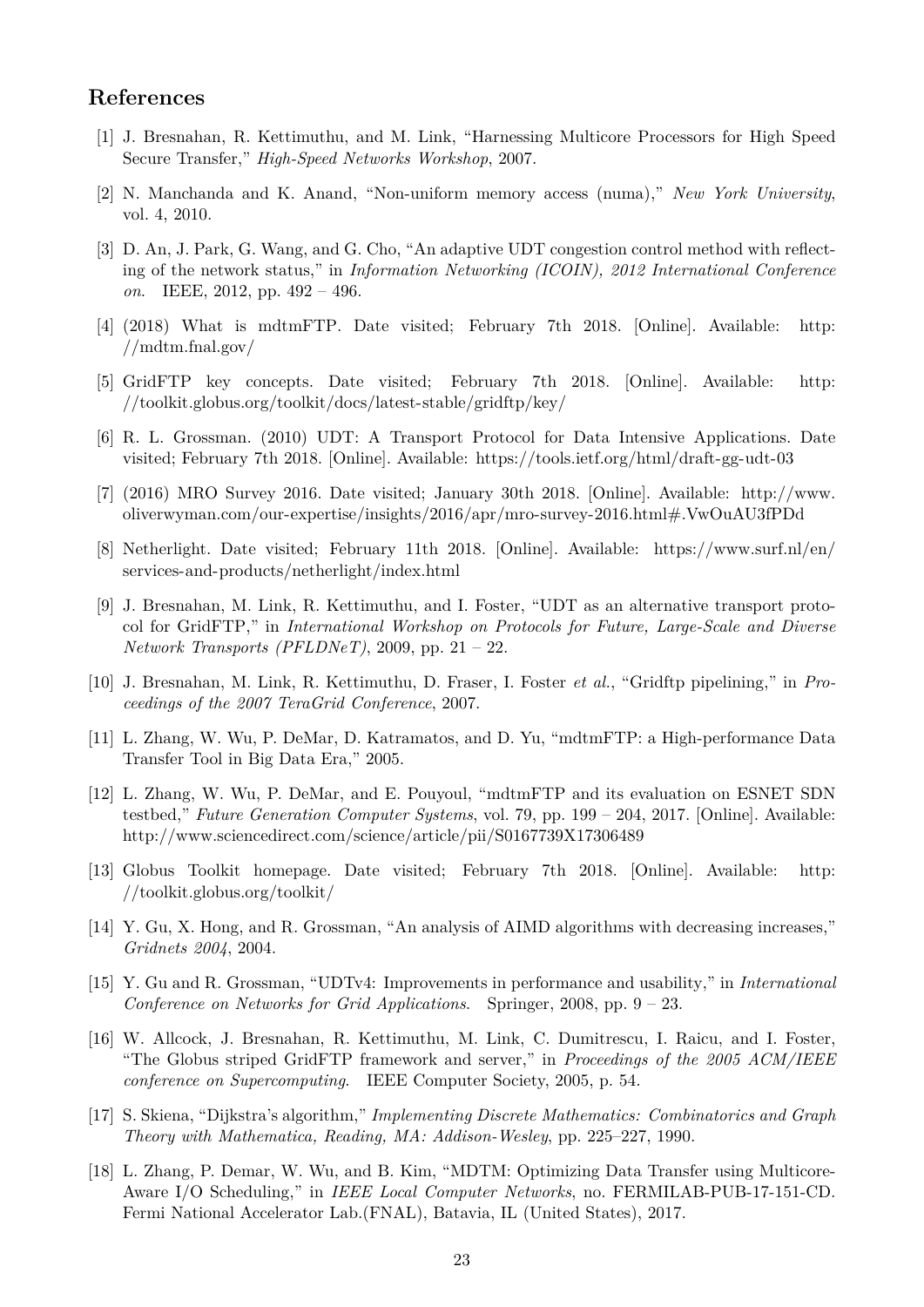## References

[1] J. Bresnahan, R. Kettimuthu, and M. Link, "Harnessing Multicore Processors for High Speed Secure Transfer," *High-Speed Networks Workshop*, 2007.

[2] N. Manchanda and K. Anand, "Non-uniform memory access (numa)," *New York University*, vol. 4, 2010.

[3] D. An, J. Park, G. Wang, and G. Cho, "An adaptive UDT congestion control method with reflecting of the network status," in *Information Networking (ICOIN), 2012 International Conference on*. IEEE, 2012, pp. 492 – 496.

[4] (2018) What is mdtmFTP. Date visited; February 7th 2018. [Online]. Available: http://mdtm.fnal.gov/

[5] GridFTP key concepts. Date visited; February 7th 2018. [Online]. Available: http://toolkit.globus.org/toolkit/docs/latest-stable/gridftp/key/

[6] R. L. Grossman. (2010) UDT: A Transport Protocol for Data Intensive Applications. Date visited; February 7th 2018. [Online]. Available: https://tools.ietf.org/html/draft-gg-udt-03

[7] (2016) MRO Survey 2016. Date visited; January 30th 2018. [Online]. Available: http://www.oliverwyman.com/our-expertise/insights/2016/apr/mro-survey-2016.html#.VwOuAU3fPDd

[8] Netherlight. Date visited; February 11th 2018. [Online]. Available: https://www.surf.nl/en/services-and-products/netherlight/index.html

[9] J. Bresnahan, M. Link, R. Kettimuthu, and I. Foster, "UDT as an alternative transport protocol for GridFTP," in *International Workshop on Protocols for Future, Large-Scale and Diverse Network Transports (PFLDNeT)*, 2009, pp. 21 – 22.

[10] J. Bresnahan, M. Link, R. Kettimuthu, D. Fraser, I. Foster *et al.*, "Gridftp pipelining," in *Proceedings of the 2007 TeraGrid Conference*, 2007.

[11] L. Zhang, W. Wu, P. DeMar, D. Katramatos, and D. Yu, "mdtmFTP: a High-performance Data Transfer Tool in Big Data Era," 2005.

[12] L. Zhang, W. Wu, P. DeMar, and E. Pouyoul, "mdtmFTP and its evaluation on ESNET SDN testbed," *Future Generation Computer Systems*, vol. 79, pp. 199 – 204, 2017. [Online]. Available: http://www.sciencedirect.com/science/article/pii/S0167739X17306489

[13] Globus Toolkit homepage. Date visited; February 7th 2018. [Online]. Available: http://toolkit.globus.org/toolkit/

[14] Y. Gu, X. Hong, and R. Grossman, "An analysis of AIMD algorithms with decreasing increases," *Gridnets 2004*, 2004.

[15] Y. Gu and R. Grossman, "UDTv4: Improvements in performance and usability," in *International Conference on Networks for Grid Applications*. Springer, 2008, pp. 9 – 23.

[16] W. Allcock, J. Bresnahan, R. Kettimuthu, M. Link, C. Dumitrescu, I. Raicu, and I. Foster, "The Globus striped GridFTP framework and server," in *Proceedings of the 2005 ACM/IEEE conference on Supercomputing*. IEEE Computer Society, 2005, p. 54.

[17] S. Skiena, "Dijkstra's algorithm," *Implementing Discrete Mathematics: Combinatorics and Graph Theory with Mathematica, Reading, MA: Addison-Wesley*, pp. 225–227, 1990.

[18] L. Zhang, P. Demar, W. Wu, and B. Kim, "MDTM: Optimizing Data Transfer using Multicore-Aware I/O Scheduling," in *IEEE Local Computer Networks*, no. FERMILAB-PUB-17-151-CD. Fermi National Accelerator Lab.(FNAL), Batavia, IL (United States), 2017.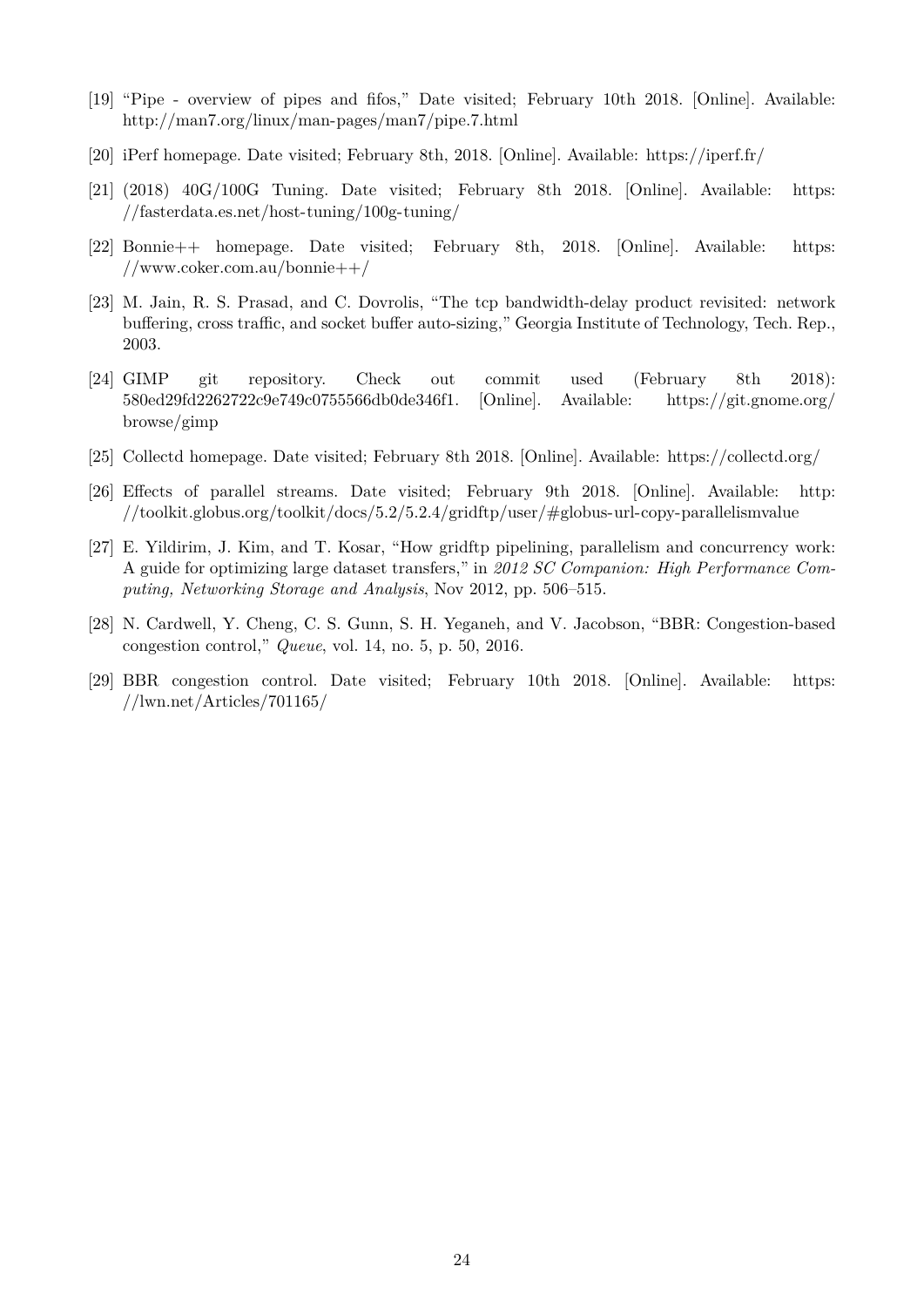[19] "Pipe - overview of pipes and fifos," Date visited; February 10th 2018. [Online]. Available: http://man7.org/linux/man-pages/man7/pipe.7.html

[20] iPerf homepage. Date visited; February 8th, 2018. [Online]. Available: https://iperf.fr/

[21] (2018) 40G/100G Tuning. Date visited; February 8th 2018. [Online]. Available: https://fasterdata.es.net/host-tuning/100g-tuning/

[22] Bonnie++ homepage. Date visited; February 8th, 2018. [Online]. Available: https://www.coker.com.au/bonnie++/

[23] M. Jain, R. S. Prasad, and C. Dovrolis, "The tcp bandwidth-delay product revisited: network buffering, cross traffic, and socket buffer auto-sizing," Georgia Institute of Technology, Tech. Rep., 2003.

[24] GIMP git repository. Check out commit used (February 8th 2018): 580ed29fd2262722c9e749c0755566db0de346f1. [Online]. Available: https://git.gnome.org/browse/gimp

[25] Collectd homepage. Date visited; February 8th 2018. [Online]. Available: https://collectd.org/

[26] Effects of parallel streams. Date visited; February 9th 2018. [Online]. Available: http://toolkit.globus.org/toolkit/docs/5.2/5.2.4/gridftp/user/#globus-url-copy-parallelismvalue

[27] E. Yildirim, J. Kim, and T. Kosar, "How gridftp pipelining, parallelism and concurrency work: A guide for optimizing large dataset transfers," in *2012 SC Companion: High Performance Computing, Networking Storage and Analysis*, Nov 2012, pp. 506–515.

[28] N. Cardwell, Y. Cheng, C. S. Gunn, S. H. Yeganeh, and V. Jacobson, "BBR: Congestion-based congestion control," *Queue*, vol. 14, no. 5, p. 50, 2016.

[29] BBR congestion control. Date visited; February 10th 2018. [Online]. Available: https://lwn.net/Articles/701165/